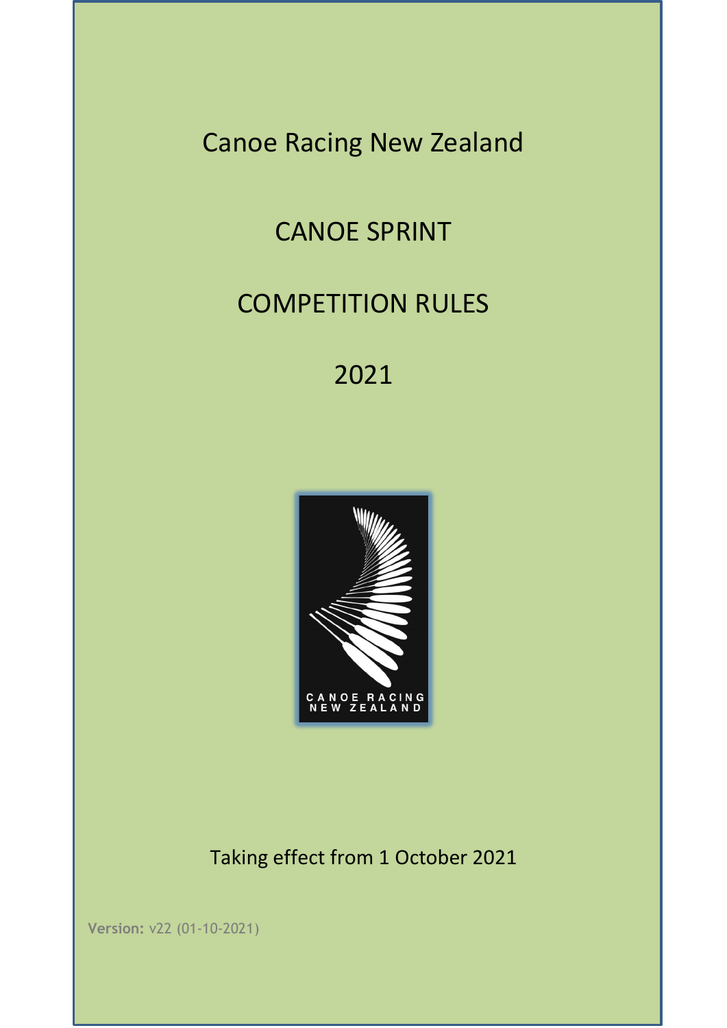# Canoe Racing New Zealand

# CANOE SPRINT

# COMPETITION RULES

# 2021

CANOE RACING NEW ZEALAND

Taking effect from 1 October 2021

**Version:** v22 (01-10-2021)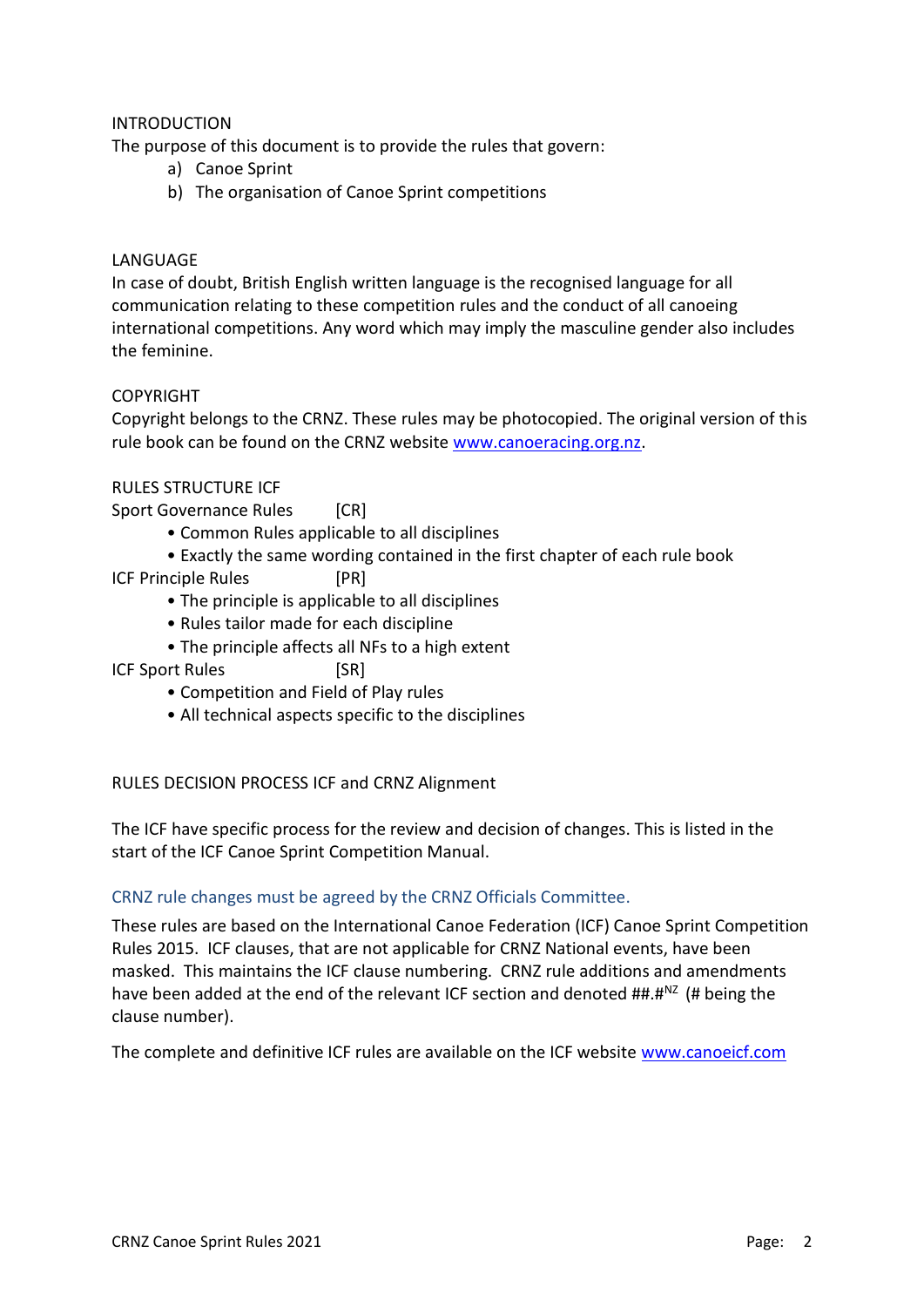## INTRODUCTION

The purpose of this document is to provide the rules that govern:

a) Canoe Sprint
b) The organisation of Canoe Sprint competitions

## LANGUAGE

In case of doubt, British English written language is the recognised language for all communication relating to these competition rules and the conduct of all canoeing international competitions. Any word which may imply the masculine gender also includes the feminine.

## COPYRIGHT

Copyright belongs to the CRNZ. These rules may be photocopied. The original version of this rule book can be found on the CRNZ website [www.canoeracing.org.nz](http://www.canoeracing.org.nz).

## RULES STRUCTURE ICF

Sport Governance Rules [CR]

- Common Rules applicable to all disciplines
- Exactly the same wording contained in the first chapter of each rule book

ICF Principle Rules [PR]

- The principle is applicable to all disciplines
- Rules tailor made for each discipline
- The principle affects all NFs to a high extent

ICF Sport Rules [SR]

- Competition and Field of Play rules
- All technical aspects specific to the disciplines

## RULES DECISION PROCESS ICF and CRNZ Alignment

The ICF have specific process for the review and decision of changes. This is listed in the start of the ICF Canoe Sprint Competition Manual.

### CRNZ rule changes must be agreed by the CRNZ Officials Committee.

These rules are based on the International Canoe Federation (ICF) Canoe Sprint Competition Rules 2015. ICF clauses, that are not applicable for CRNZ National events, have been masked. This maintains the ICF clause numbering. CRNZ rule additions and amendments have been added at the end of the relevant ICF section and denoted ##.#$^{NZ}$ (# being the clause number).

The complete and definitive ICF rules are available on the ICF website [www.canoeicf.com](http://www.canoeicf.com)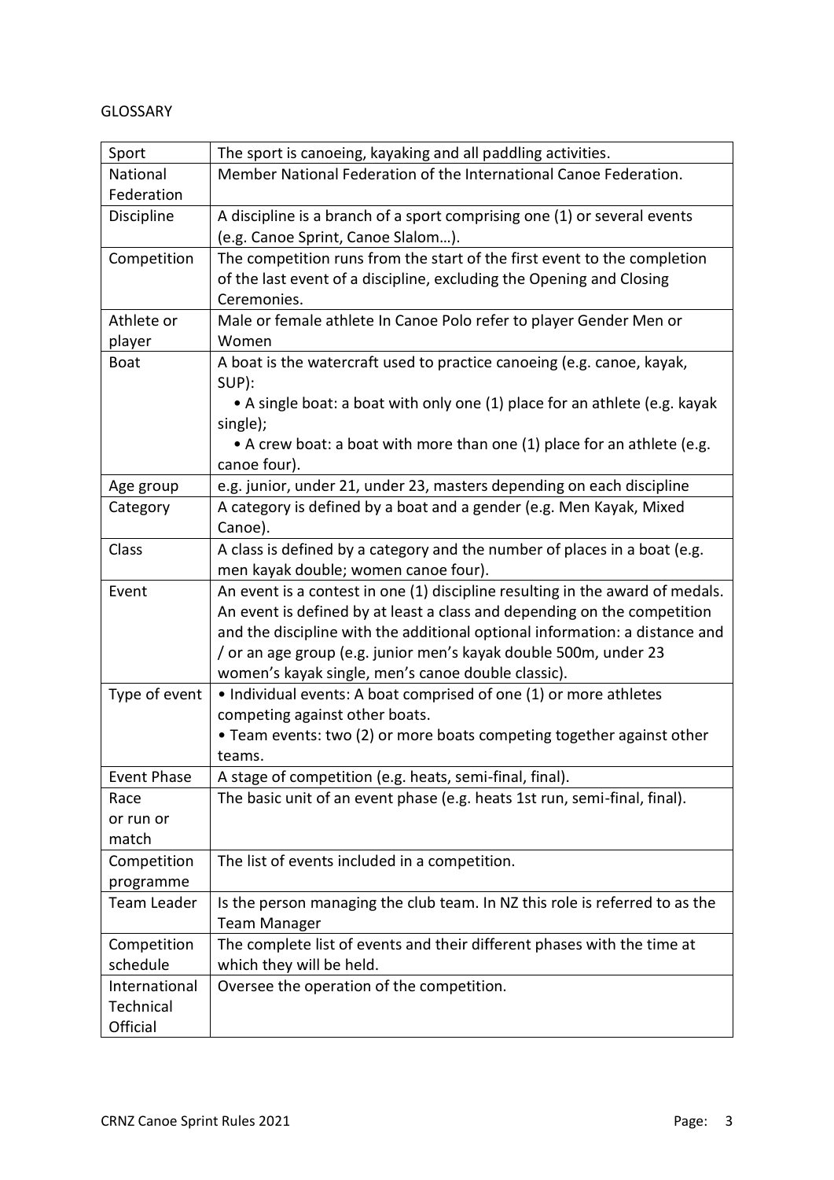GLOSSARY

| Sport | The sport is canoeing, kayaking and all paddling activities. |
|---|---|
| National Federation | Member National Federation of the International Canoe Federation. |
| Discipline | A discipline is a branch of a sport comprising one (1) or several events (e.g. Canoe Sprint, Canoe Slalom…). |
| Competition | The competition runs from the start of the first event to the completion of the last event of a discipline, excluding the Opening and Closing Ceremonies. |
| Athlete or player | Male or female athlete In Canoe Polo refer to player Gender Men or Women |
| Boat | A boat is the watercraft used to practice canoeing (e.g. canoe, kayak, SUP): <br> • A single boat: a boat with only one (1) place for an athlete (e.g. kayak single); <br> • A crew boat: a boat with more than one (1) place for an athlete (e.g. canoe four). |
| Age group | e.g. junior, under 21, under 23, masters depending on each discipline |
| Category | A category is defined by a boat and a gender (e.g. Men Kayak, Mixed Canoe). |
| Class | A class is defined by a category and the number of places in a boat (e.g. men kayak double; women canoe four). |
| Event | An event is a contest in one (1) discipline resulting in the award of medals. An event is defined by at least a class and depending on the competition and the discipline with the additional optional information: a distance and / or an age group (e.g. junior men's kayak double 500m, under 23 women's kayak single, men's canoe double classic). |
| Type of event | • Individual events: A boat comprised of one (1) or more athletes competing against other boats. <br> • Team events: two (2) or more boats competing together against other teams. |
| Event Phase | A stage of competition (e.g. heats, semi-final, final). |
| Race or run or match | The basic unit of an event phase (e.g. heats 1st run, semi-final, final). |
| Competition programme | The list of events included in a competition. |
| Team Leader | Is the person managing the club team. In NZ this role is referred to as the Team Manager |
| Competition schedule | The complete list of events and their different phases with the time at which they will be held. |
| International Technical Official | Oversee the operation of the competition. |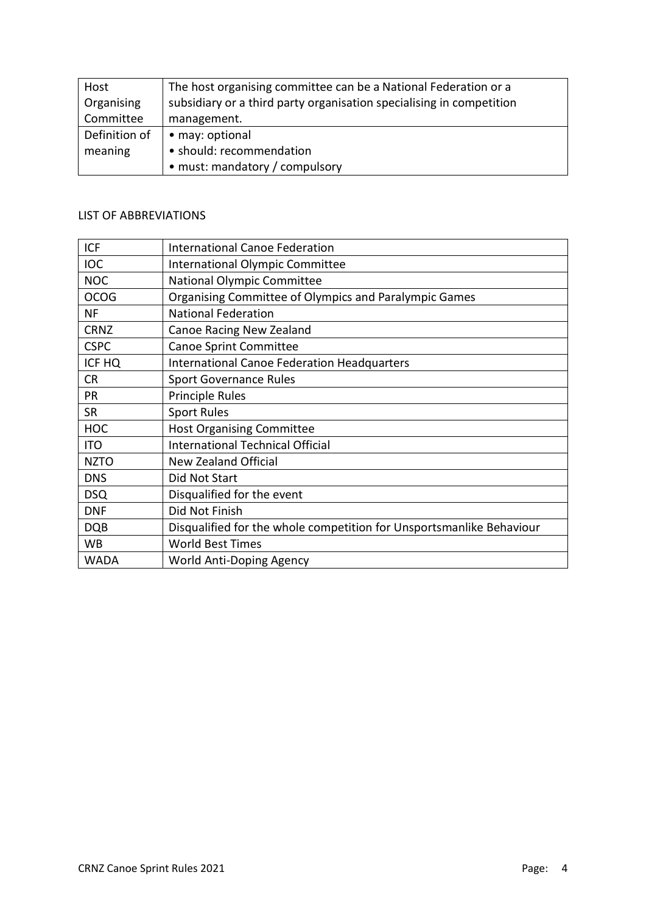| | |
|---|---|
| Host Organising Committee | The host organising committee can be a National Federation or a subsidiary or a third party organisation specialising in competition management. |
| Definition of meaning | • may: optional<br>• should: recommendation<br>• must: mandatory / compulsory |

LIST OF ABBREVIATIONS

| | |
|---|---|
| ICF | International Canoe Federation |
| IOC | International Olympic Committee |
| NOC | National Olympic Committee |
| OCOG | Organising Committee of Olympics and Paralympic Games |
| NF | National Federation |
| CRNZ | Canoe Racing New Zealand |
| CSPC | Canoe Sprint Committee |
| ICF HQ | International Canoe Federation Headquarters |
| CR | Sport Governance Rules |
| PR | Principle Rules |
| SR | Sport Rules |
| HOC | Host Organising Committee |
| ITO | International Technical Official |
| NZTO | New Zealand Official |
| DNS | Did Not Start |
| DSQ | Disqualified for the event |
| DNF | Did Not Finish |
| DQB | Disqualified for the whole competition for Unsportsmanlike Behaviour |
| WB | World Best Times |
| WADA | World Anti-Doping Agency |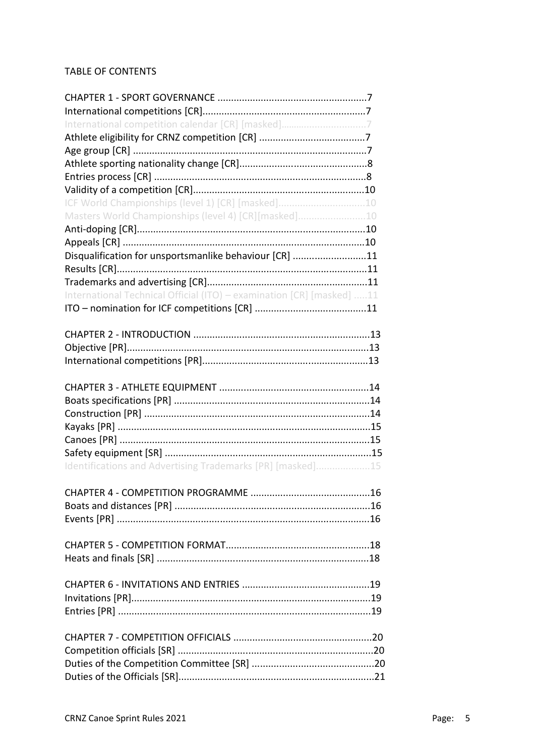TABLE OF CONTENTS

CHAPTER 1 - SPORT GOVERNANCE ......................................................7
International competitions [CR]...........................................................7
International competition calendar [CR] [masked]..............................7
Athlete eligibility for CRNZ competition [CR] .......................................7
Age group [CR] ......................................................................................7
Athlete sporting nationality change [CR]...............................................8
Entries process [CR] ..............................................................................8
Validity of a competition [CR]...............................................................10
ICF World Championships (level 1) [CR] [masked]................................10
Masters World Championships (level 4) [CR][masked].........................10
Anti-doping [CR]...................................................................................10
Appeals [CR] .........................................................................................10
Disqualification for unsportsmanlike behaviour [CR] ...........................11
Results [CR]...........................................................................................11
Trademarks and advertising [CR]..........................................................11
International Technical Official (ITO) – examination [CR] [masked] .....11
ITO – nomination for ICF competitions [CR] .........................................11

CHAPTER 2 - INTRODUCTION .................................................................13
Objective [PR]........................................................................................13
International competitions [PR]............................................................13

CHAPTER 3 - ATHLETE EQUIPMENT .......................................................14
Boats specifications [PR] .......................................................................14
Construction [PR] ..................................................................................14
Kayaks [PR] ............................................................................................15
Canoes [PR] ...........................................................................................15
Safety equipment [SR] ..........................................................................15
Identifications and Advertising Trademarks [PR] [masked]...................15

CHAPTER 4 - COMPETITION PROGRAMME ............................................16
Boats and distances [PR] .......................................................................16
Events [PR] ............................................................................................16

CHAPTER 5 - COMPETITION FORMAT.....................................................18
Heats and finals [SR] .............................................................................18

CHAPTER 6 - INVITATIONS AND ENTRIES ...............................................19
Invitations [PR].......................................................................................19
Entries [PR] ............................................................................................19

CHAPTER 7 - COMPETITION OFFICIALS ...................................................20
Competition officials [SR] .......................................................................20
Duties of the Competition Committee [SR] ............................................20
Duties of the Officials [SR].......................................................................21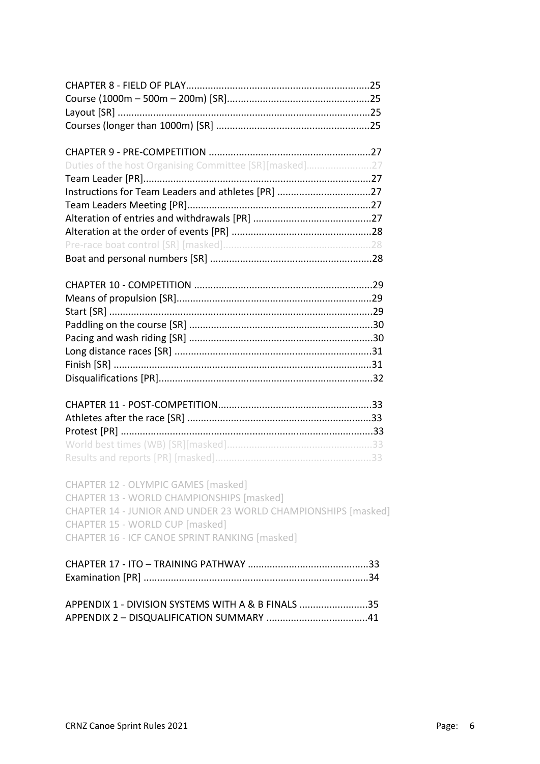CHAPTER 8 - FIELD OF PLAY....................................................................25
Course (1000m – 500m – 200m) [SR]....................................................25
Layout [SR] ............................................................................................25
Courses (longer than 1000m) [SR] ........................................................25

CHAPTER 9 - PRE-COMPETITION ...........................................................27
Duties of the host Organising Committee [SR][masked].........................27
Team Leader [PR]...................................................................................27
Instructions for Team Leaders and athletes [PR] ..................................27
Team Leaders Meeting [PR]...................................................................27
Alteration of entries and withdrawals [PR] ...........................................27
Alteration at the order of events [PR] ...................................................28
Pre-race boat control [SR] [masked]......................................................28
Boat and personal numbers [SR] ...........................................................28

CHAPTER 10 - COMPETITION .................................................................29
Means of propulsion [SR].......................................................................29
Start [SR] ................................................................................................29
Paddling on the course [SR] ...................................................................30
Pacing and wash riding [SR] ...................................................................30
Long distance races [SR] ........................................................................31
Finish [SR] ..............................................................................................31
Disqualifications [PR]..............................................................................32

CHAPTER 11 - POST-COMPETITION........................................................33
Athletes after the race [SR] ...................................................................33
Protest [PR] ............................................................................................33
World best times (WB) [SR][masked].....................................................33
Results and reports [PR] [masked].........................................................33

CHAPTER 12 - OLYMPIC GAMES [masked]
CHAPTER 13 - WORLD CHAMPIONSHIPS [masked]
CHAPTER 14 - JUNIOR AND UNDER 23 WORLD CHAMPIONSHIPS [masked]
CHAPTER 15 - WORLD CUP [masked]
CHAPTER 16 - ICF CANOE SPRINT RANKING [masked]

CHAPTER 17 - ITO – TRAINING PATHWAY ............................................33
Examination [PR] ..................................................................................34

APPENDIX 1 - DIVISION SYSTEMS WITH A & B FINALS .........................35
APPENDIX 2 – DISQUALIFICATION SUMMARY .....................................41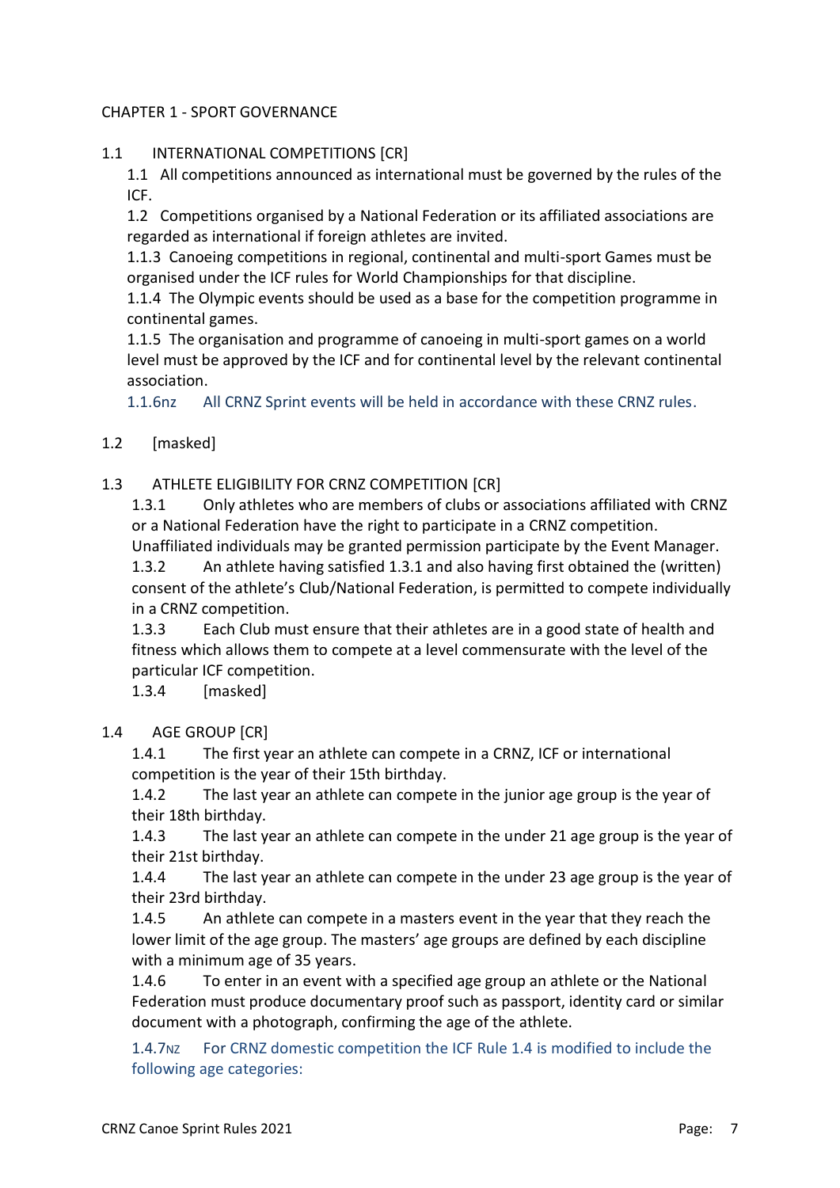# CHAPTER 1 - SPORT GOVERNANCE

## 1.1 INTERNATIONAL COMPETITIONS [CR]

1.1 All competitions announced as international must be governed by the rules of the ICF.

1.2 Competitions organised by a National Federation or its affiliated associations are regarded as international if foreign athletes are invited.

1.1.3 Canoeing competitions in regional, continental and multi-sport Games must be organised under the ICF rules for World Championships for that discipline.

1.1.4 The Olympic events should be used as a base for the competition programme in continental games.

1.1.5 The organisation and programme of canoeing in multi-sport games on a world level must be approved by the ICF and for continental level by the relevant continental association.

1.1.6nz All CRNZ Sprint events will be held in accordance with these CRNZ rules.

## 1.2 [masked]

## 1.3 ATHLETE ELIGIBILITY FOR CRNZ COMPETITION [CR]

1.3.1 Only athletes who are members of clubs or associations affiliated with CRNZ or a National Federation have the right to participate in a CRNZ competition. Unaffiliated individuals may be granted permission participate by the Event Manager.

1.3.2 An athlete having satisfied 1.3.1 and also having first obtained the (written) consent of the athlete's Club/National Federation, is permitted to compete individually in a CRNZ competition.

1.3.3 Each Club must ensure that their athletes are in a good state of health and fitness which allows them to compete at a level commensurate with the level of the particular ICF competition.

1.3.4 [masked]

## 1.4 AGE GROUP [CR]

1.4.1 The first year an athlete can compete in a CRNZ, ICF or international competition is the year of their 15th birthday.

1.4.2 The last year an athlete can compete in the junior age group is the year of their 18th birthday.

1.4.3 The last year an athlete can compete in the under 21 age group is the year of their 21st birthday.

1.4.4 The last year an athlete can compete in the under 23 age group is the year of their 23rd birthday.

1.4.5 An athlete can compete in a masters event in the year that they reach the lower limit of the age group. The masters' age groups are defined by each discipline with a minimum age of 35 years.

1.4.6 To enter in an event with a specified age group an athlete or the National Federation must produce documentary proof such as passport, identity card or similar document with a photograph, confirming the age of the athlete.

1.4.7NZ For CRNZ domestic competition the ICF Rule 1.4 is modified to include the following age categories: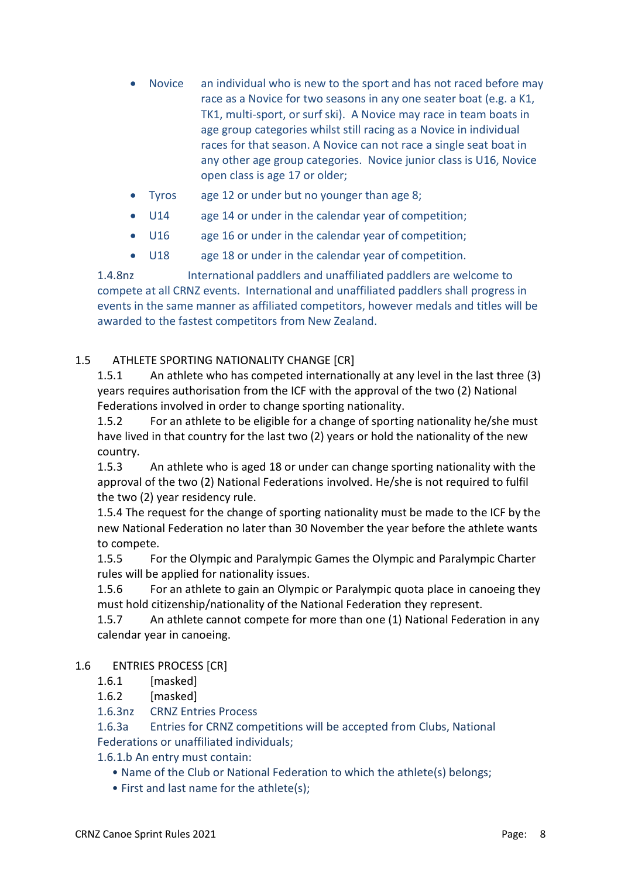- Novice — an individual who is new to the sport and has not raced before may race as a Novice for two seasons in any one seater boat (e.g. a K1, TK1, multi-sport, or surf ski). A Novice may race in team boats in age group categories whilst still racing as a Novice in individual races for that season. A Novice can not race a single seat boat in any other age group categories. Novice junior class is U16, Novice open class is age 17 or older;
- Tyros — age 12 or under but no younger than age 8;
- U14 — age 14 or under in the calendar year of competition;
- U16 — age 16 or under in the calendar year of competition;
- U18 — age 18 or under in the calendar year of competition.

1.4.8nz International paddlers and unaffiliated paddlers are welcome to compete at all CRNZ events. International and unaffiliated paddlers shall progress in events in the same manner as affiliated competitors, however medals and titles will be awarded to the fastest competitors from New Zealand.

## 1.5 ATHLETE SPORTING NATIONALITY CHANGE [CR]

1.5.1 An athlete who has competed internationally at any level in the last three (3) years requires authorisation from the ICF with the approval of the two (2) National Federations involved in order to change sporting nationality.

1.5.2 For an athlete to be eligible for a change of sporting nationality he/she must have lived in that country for the last two (2) years or hold the nationality of the new country.

1.5.3 An athlete who is aged 18 or under can change sporting nationality with the approval of the two (2) National Federations involved. He/she is not required to fulfil the two (2) year residency rule.

1.5.4 The request for the change of sporting nationality must be made to the ICF by the new National Federation no later than 30 November the year before the athlete wants to compete.

1.5.5 For the Olympic and Paralympic Games the Olympic and Paralympic Charter rules will be applied for nationality issues.

1.5.6 For an athlete to gain an Olympic or Paralympic quota place in canoeing they must hold citizenship/nationality of the National Federation they represent.

1.5.7 An athlete cannot compete for more than one (1) National Federation in any calendar year in canoeing.

## 1.6 ENTRIES PROCESS [CR]

1.6.1 [masked]

1.6.2 [masked]

1.6.3nz CRNZ Entries Process

1.6.3a Entries for CRNZ competitions will be accepted from Clubs, National Federations or unaffiliated individuals;

1.6.1.b An entry must contain:

- Name of the Club or National Federation to which the athlete(s) belongs;
- First and last name for the athlete(s);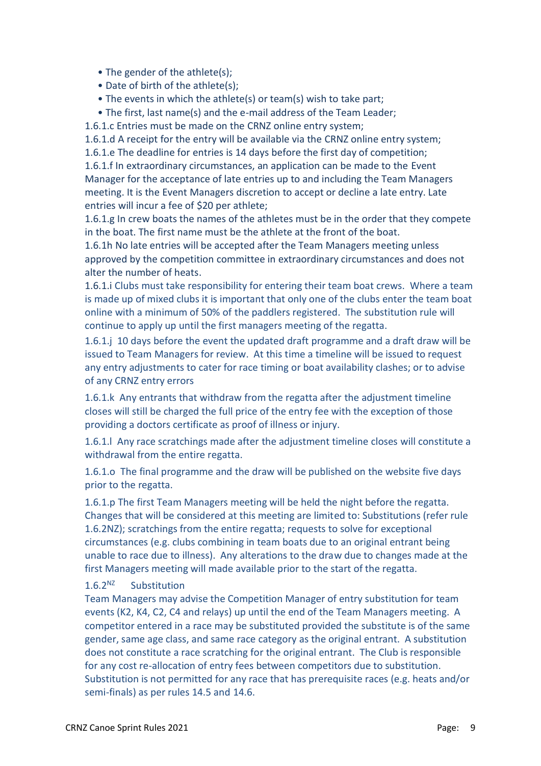- The gender of the athlete(s);
- Date of birth of the athlete(s);
- The events in which the athlete(s) or team(s) wish to take part;
- The first, last name(s) and the e-mail address of the Team Leader;

1.6.1.c Entries must be made on the CRNZ online entry system;

1.6.1.d A receipt for the entry will be available via the CRNZ online entry system;

1.6.1.e The deadline for entries is 14 days before the first day of competition;

1.6.1.f In extraordinary circumstances, an application can be made to the Event Manager for the acceptance of late entries up to and including the Team Managers meeting. It is the Event Managers discretion to accept or decline a late entry. Late entries will incur a fee of $20 per athlete;

1.6.1.g In crew boats the names of the athletes must be in the order that they compete in the boat. The first name must be the athlete at the front of the boat.

1.6.1h No late entries will be accepted after the Team Managers meeting unless approved by the competition committee in extraordinary circumstances and does not alter the number of heats.

1.6.1.i Clubs must take responsibility for entering their team boat crews. Where a team is made up of mixed clubs it is important that only one of the clubs enter the team boat online with a minimum of 50% of the paddlers registered. The substitution rule will continue to apply up until the first managers meeting of the regatta.

1.6.1.j 10 days before the event the updated draft programme and a draft draw will be issued to Team Managers for review. At this time a timeline will be issued to request any entry adjustments to cater for race timing or boat availability clashes; or to advise of any CRNZ entry errors

1.6.1.k Any entrants that withdraw from the regatta after the adjustment timeline closes will still be charged the full price of the entry fee with the exception of those providing a doctors certificate as proof of illness or injury.

1.6.1.l Any race scratchings made after the adjustment timeline closes will constitute a withdrawal from the entire regatta.

1.6.1.o The final programme and the draw will be published on the website five days prior to the regatta.

1.6.1.p The first Team Managers meeting will be held the night before the regatta. Changes that will be considered at this meeting are limited to: Substitutions (refer rule 1.6.2NZ); scratchings from the entire regatta; requests to solve for exceptional circumstances (e.g. clubs combining in team boats due to an original entrant being unable to race due to illness). Any alterations to the draw due to changes made at the first Managers meeting will made available prior to the start of the regatta.

1.6.2[NZ] Substitution

Team Managers may advise the Competition Manager of entry substitution for team events (K2, K4, C2, C4 and relays) up until the end of the Team Managers meeting. A competitor entered in a race may be substituted provided the substitute is of the same gender, same age class, and same race category as the original entrant. A substitution does not constitute a race scratching for the original entrant. The Club is responsible for any cost re-allocation of entry fees between competitors due to substitution. Substitution is not permitted for any race that has prerequisite races (e.g. heats and/or semi-finals) as per rules 14.5 and 14.6.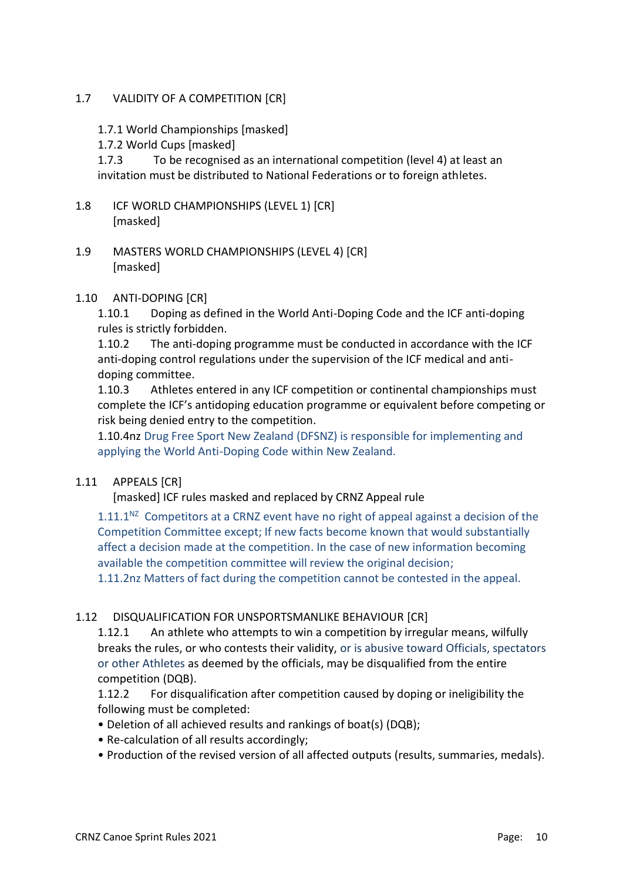## 1.7 VALIDITY OF A COMPETITION [CR]

1.7.1 World Championships [masked]
1.7.2 World Cups [masked]
1.7.3 To be recognised as an international competition (level 4) at least an invitation must be distributed to National Federations or to foreign athletes.

## 1.8 ICF WORLD CHAMPIONSHIPS (LEVEL 1) [CR]

[masked]

## 1.9 MASTERS WORLD CHAMPIONSHIPS (LEVEL 4) [CR]

[masked]

## 1.10 ANTI-DOPING [CR]

1.10.1 Doping as defined in the World Anti-Doping Code and the ICF anti-doping rules is strictly forbidden.
1.10.2 The anti-doping programme must be conducted in accordance with the ICF anti-doping control regulations under the supervision of the ICF medical and anti-doping committee.
1.10.3 Athletes entered in any ICF competition or continental championships must complete the ICF's antidoping education programme or equivalent before competing or risk being denied entry to the competition.
1.10.4nz Drug Free Sport New Zealand (DFSNZ) is responsible for implementing and applying the World Anti-Doping Code within New Zealand.

## 1.11 APPEALS [CR]

[masked] ICF rules masked and replaced by CRNZ Appeal rule

1.11.1[NZ] Competitors at a CRNZ event have no right of appeal against a decision of the Competition Committee except; If new facts become known that would substantially affect a decision made at the competition. In the case of new information becoming available the competition committee will review the original decision;
1.11.2nz Matters of fact during the competition cannot be contested in the appeal.

## 1.12 DISQUALIFICATION FOR UNSPORTSMANLIKE BEHAVIOUR [CR]

1.12.1 An athlete who attempts to win a competition by irregular means, wilfully breaks the rules, or who contests their validity, or is abusive toward Officials, spectators or other Athletes as deemed by the officials, may be disqualified from the entire competition (DQB).
1.12.2 For disqualification after competition caused by doping or ineligibility the following must be completed:

- Deletion of all achieved results and rankings of boat(s) (DQB);
- Re-calculation of all results accordingly;
- Production of the revised version of all affected outputs (results, summaries, medals).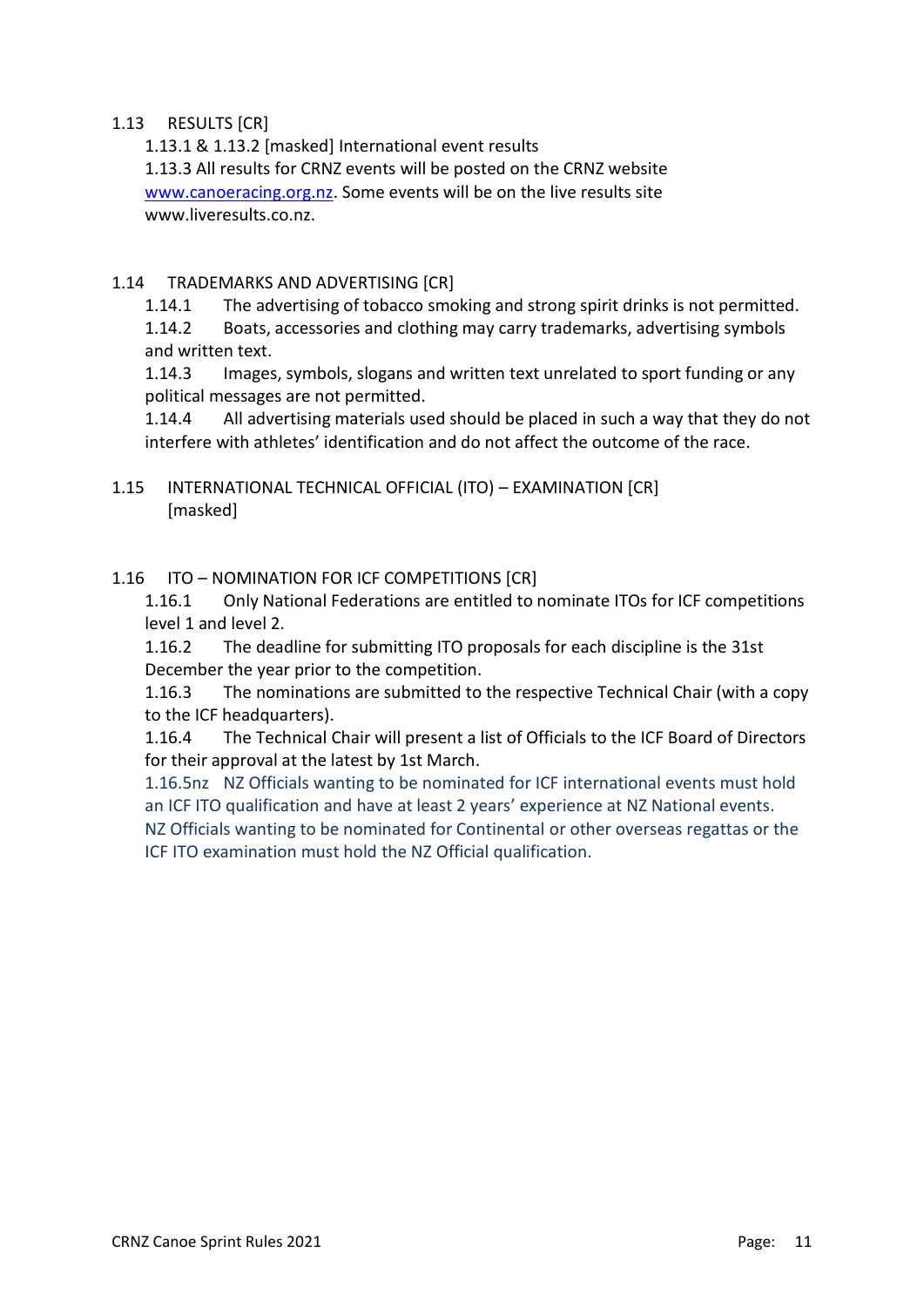## 1.13 RESULTS [CR]

1.13.1 & 1.13.2 [masked] International event results

1.13.3 All results for CRNZ events will be posted on the CRNZ website www.canoeracing.org.nz. Some events will be on the live results site www.liveresults.co.nz.

## 1.14 TRADEMARKS AND ADVERTISING [CR]

1.14.1 The advertising of tobacco smoking and strong spirit drinks is not permitted.

1.14.2 Boats, accessories and clothing may carry trademarks, advertising symbols and written text.

1.14.3 Images, symbols, slogans and written text unrelated to sport funding or any political messages are not permitted.

1.14.4 All advertising materials used should be placed in such a way that they do not interfere with athletes' identification and do not affect the outcome of the race.

## 1.15 INTERNATIONAL TECHNICAL OFFICIAL (ITO) – EXAMINATION [CR]

[masked]

## 1.16 ITO – NOMINATION FOR ICF COMPETITIONS [CR]

1.16.1 Only National Federations are entitled to nominate ITOs for ICF competitions level 1 and level 2.

1.16.2 The deadline for submitting ITO proposals for each discipline is the 31st December the year prior to the competition.

1.16.3 The nominations are submitted to the respective Technical Chair (with a copy to the ICF headquarters).

1.16.4 The Technical Chair will present a list of Officials to the ICF Board of Directors for their approval at the latest by 1st March.

1.16.5nz NZ Officials wanting to be nominated for ICF international events must hold an ICF ITO qualification and have at least 2 years' experience at NZ National events. NZ Officials wanting to be nominated for Continental or other overseas regattas or the ICF ITO examination must hold the NZ Official qualification.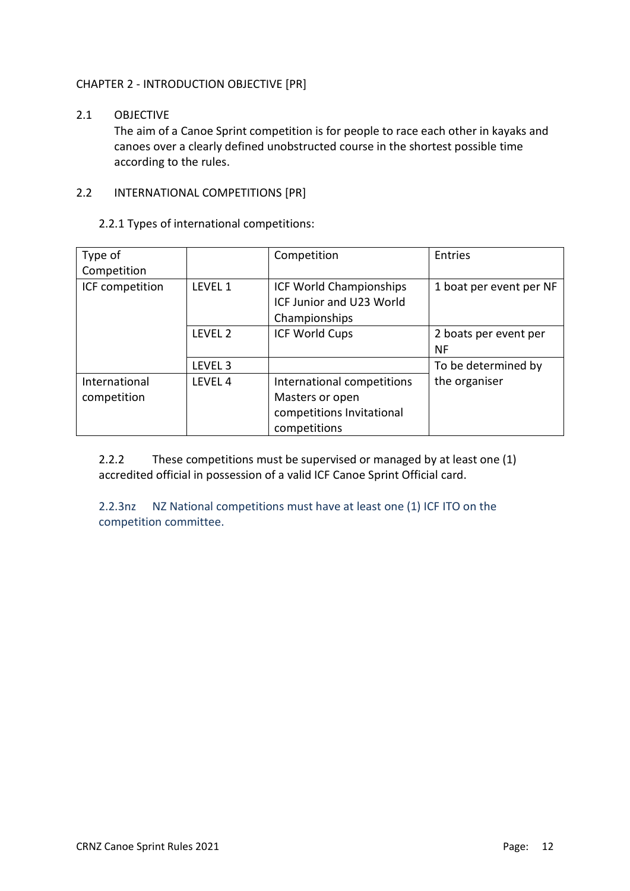CHAPTER 2 - INTRODUCTION OBJECTIVE [PR]

## 2.1 OBJECTIVE

The aim of a Canoe Sprint competition is for people to race each other in kayaks and canoes over a clearly defined unobstructed course in the shortest possible time according to the rules.

## 2.2 INTERNATIONAL COMPETITIONS [PR]

2.2.1 Types of international competitions:

| Type of Competition | | Competition | Entries |
|---|---|---|---|
| ICF competition | LEVEL 1 | ICF World Championships ICF Junior and U23 World Championships | 1 boat per event per NF |
| | LEVEL 2 | ICF World Cups | 2 boats per event per NF |
| | LEVEL 3 | | To be determined by the organiser |
| International competition | LEVEL 4 | International competitions Masters or open competitions Invitational competitions | |

2.2.2 These competitions must be supervised or managed by at least one (1) accredited official in possession of a valid ICF Canoe Sprint Official card.

2.2.3nz NZ National competitions must have at least one (1) ICF ITO on the competition committee.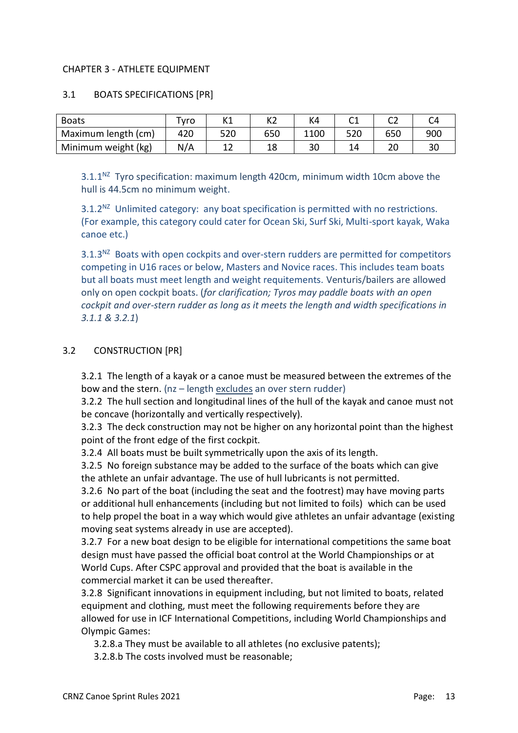# CHAPTER 3 - ATHLETE EQUIPMENT

## 3.1 BOATS SPECIFICATIONS [PR]

| Boats | Tyro | K1 | K2 | K4 | C1 | C2 | C4 |
|---|---|---|---|---|---|---|---|
| Maximum length (cm) | 420 | 520 | 650 | 1100 | 520 | 650 | 900 |
| Minimum weight (kg) | N/A | 12 | 18 | 30 | 14 | 20 | 30 |

3.1.1[NZ] Tyro specification: maximum length 420cm, minimum width 10cm above the hull is 44.5cm no minimum weight.

3.1.2[NZ] Unlimited category: any boat specification is permitted with no restrictions. (For example, this category could cater for Ocean Ski, Surf Ski, Multi-sport kayak, Waka canoe etc.)

3.1.3[NZ] Boats with open cockpits and over-stern rudders are permitted for competitors competing in U16 races or below, Masters and Novice races. This includes team boats but all boats must meet length and weight requitements. Venturis/bailers are allowed only on open cockpit boats. (*for clarification; Tyros may paddle boats with an open cockpit and over-stern rudder as long as it meets the length and width specifications in 3.1.1 & 3.2.1*)

## 3.2 CONSTRUCTION [PR]

3.2.1 The length of a kayak or a canoe must be measured between the extremes of the bow and the stern. (nz – length excludes an over stern rudder)

3.2.2 The hull section and longitudinal lines of the hull of the kayak and canoe must not be concave (horizontally and vertically respectively).

3.2.3 The deck construction may not be higher on any horizontal point than the highest point of the front edge of the first cockpit.

3.2.4 All boats must be built symmetrically upon the axis of its length.

3.2.5 No foreign substance may be added to the surface of the boats which can give the athlete an unfair advantage. The use of hull lubricants is not permitted.

3.2.6 No part of the boat (including the seat and the footrest) may have moving parts or additional hull enhancements (including but not limited to foils) which can be used to help propel the boat in a way which would give athletes an unfair advantage (existing moving seat systems already in use are accepted).

3.2.7 For a new boat design to be eligible for international competitions the same boat design must have passed the official boat control at the World Championships or at World Cups. After CSPC approval and provided that the boat is available in the commercial market it can be used thereafter.

3.2.8 Significant innovations in equipment including, but not limited to boats, related equipment and clothing, must meet the following requirements before they are allowed for use in ICF International Competitions, including World Championships and Olympic Games:

3.2.8.a They must be available to all athletes (no exclusive patents);

3.2.8.b The costs involved must be reasonable;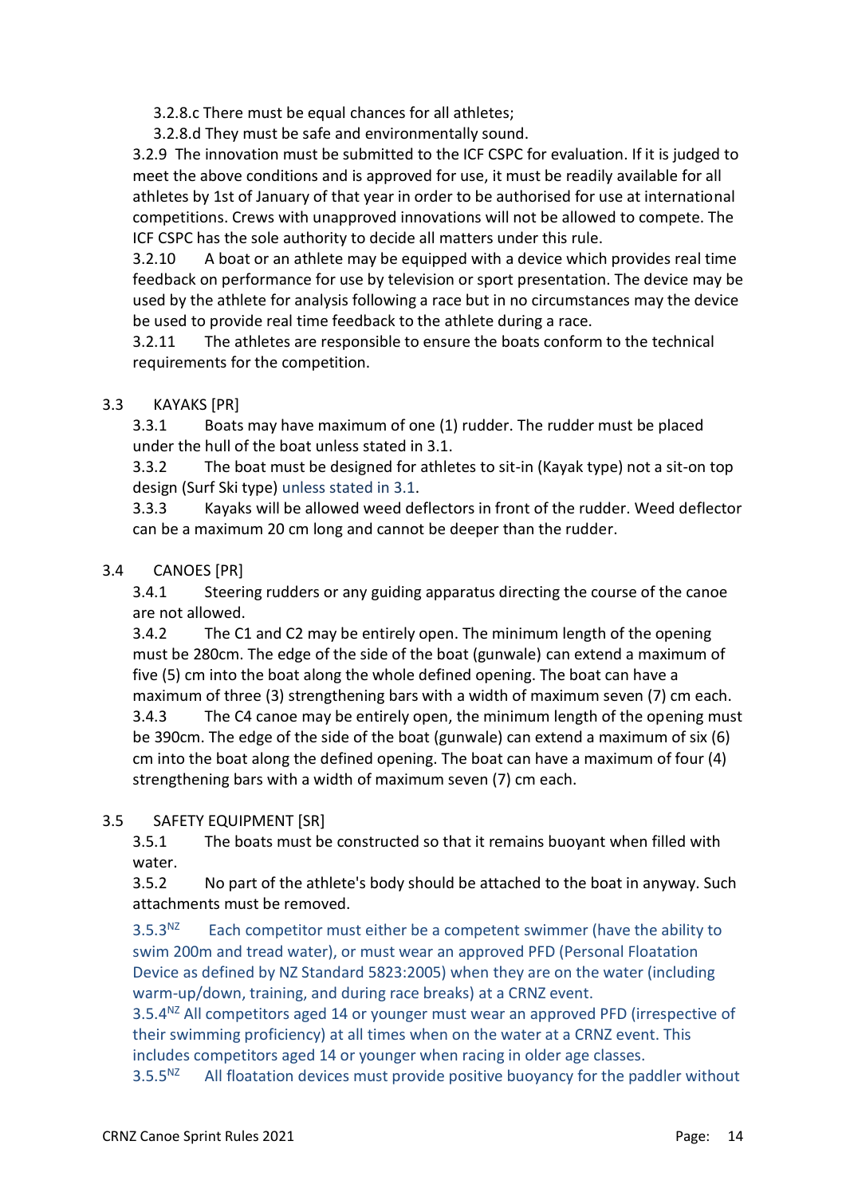3.2.8.c There must be equal chances for all athletes;

3.2.8.d They must be safe and environmentally sound.

3.2.9 The innovation must be submitted to the ICF CSPC for evaluation. If it is judged to meet the above conditions and is approved for use, it must be readily available for all athletes by 1st of January of that year in order to be authorised for use at international competitions. Crews with unapproved innovations will not be allowed to compete. The ICF CSPC has the sole authority to decide all matters under this rule.

3.2.10 A boat or an athlete may be equipped with a device which provides real time feedback on performance for use by television or sport presentation. The device may be used by the athlete for analysis following a race but in no circumstances may the device be used to provide real time feedback to the athlete during a race.

3.2.11 The athletes are responsible to ensure the boats conform to the technical requirements for the competition.

## 3.3 KAYAKS [PR]

3.3.1 Boats may have maximum of one (1) rudder. The rudder must be placed under the hull of the boat unless stated in 3.1.

3.3.2 The boat must be designed for athletes to sit-in (Kayak type) not a sit-on top design (Surf Ski type) unless stated in 3.1.

3.3.3 Kayaks will be allowed weed deflectors in front of the rudder. Weed deflector can be a maximum 20 cm long and cannot be deeper than the rudder.

## 3.4 CANOES [PR]

3.4.1 Steering rudders or any guiding apparatus directing the course of the canoe are not allowed.

3.4.2 The C1 and C2 may be entirely open. The minimum length of the opening must be 280cm. The edge of the side of the boat (gunwale) can extend a maximum of five (5) cm into the boat along the whole defined opening. The boat can have a maximum of three (3) strengthening bars with a width of maximum seven (7) cm each.

3.4.3 The C4 canoe may be entirely open, the minimum length of the opening must be 390cm. The edge of the side of the boat (gunwale) can extend a maximum of six (6) cm into the boat along the defined opening. The boat can have a maximum of four (4) strengthening bars with a width of maximum seven (7) cm each.

## 3.5 SAFETY EQUIPMENT [SR]

3.5.1 The boats must be constructed so that it remains buoyant when filled with water.

3.5.2 No part of the athlete's body should be attached to the boat in anyway. Such attachments must be removed.

3.5.3[NZ] Each competitor must either be a competent swimmer (have the ability to swim 200m and tread water), or must wear an approved PFD (Personal Floatation Device as defined by NZ Standard 5823:2005) when they are on the water (including warm-up/down, training, and during race breaks) at a CRNZ event.

3.5.4[NZ] All competitors aged 14 or younger must wear an approved PFD (irrespective of their swimming proficiency) at all times when on the water at a CRNZ event. This includes competitors aged 14 or younger when racing in older age classes.

3.5.5[NZ] All floatation devices must provide positive buoyancy for the paddler without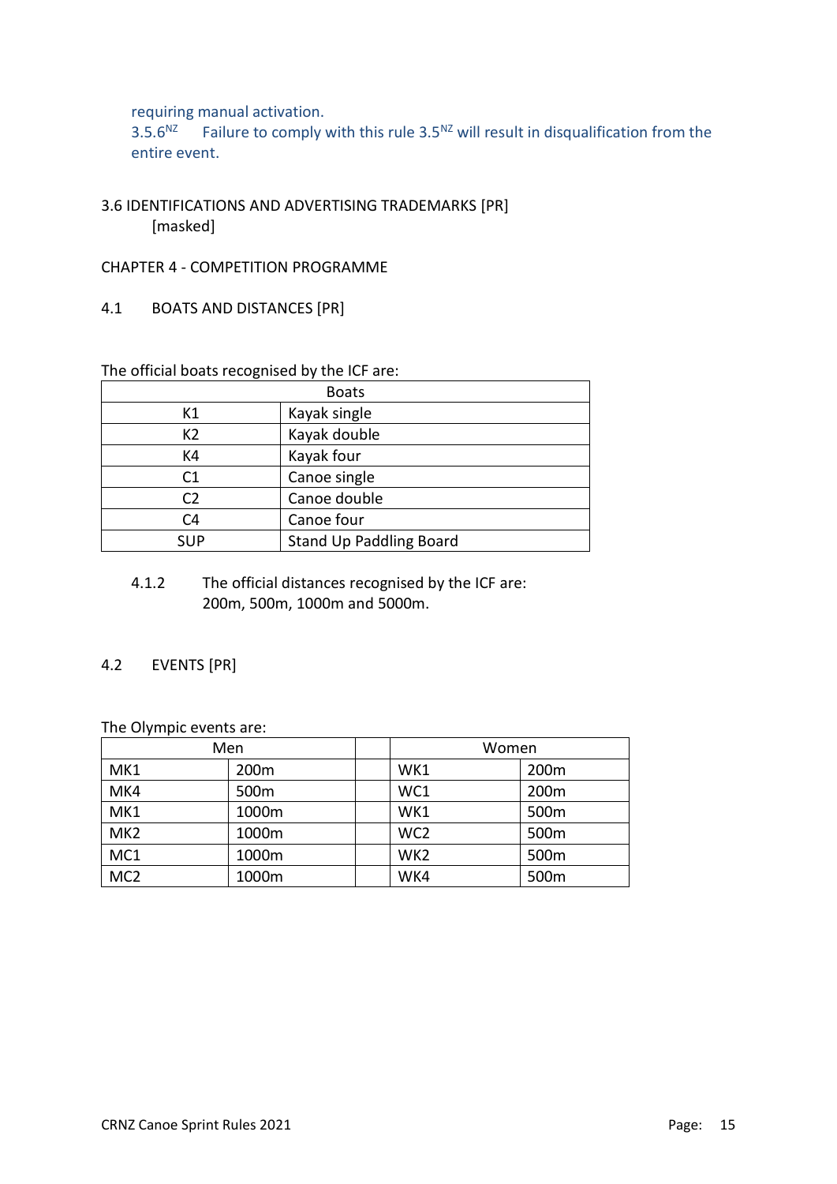requiring manual activation.

3.5.6[NZ] Failure to comply with this rule 3.5[NZ] will result in disqualification from the entire event.

## 3.6 IDENTIFICATIONS AND ADVERTISING TRADEMARKS [PR]

[masked]

# CHAPTER 4 - COMPETITION PROGRAMME

## 4.1 BOATS AND DISTANCES [PR]

The official boats recognised by the ICF are:

| Boats | |
|---|---|
| K1 | Kayak single |
| K2 | Kayak double |
| K4 | Kayak four |
| C1 | Canoe single |
| C2 | Canoe double |
| C4 | Canoe four |
| SUP | Stand Up Paddling Board |

4.1.2 The official distances recognised by the ICF are: 200m, 500m, 1000m and 5000m.

## 4.2 EVENTS [PR]

The Olympic events are:

| Men | | | Women | |
|---|---|---|---|---|
| MK1 | 200m | | WK1 | 200m |
| MK4 | 500m | | WC1 | 200m |
| MK1 | 1000m | | WK1 | 500m |
| MK2 | 1000m | | WC2 | 500m |
| MC1 | 1000m | | WK2 | 500m |
| MC2 | 1000m | | WK4 | 500m |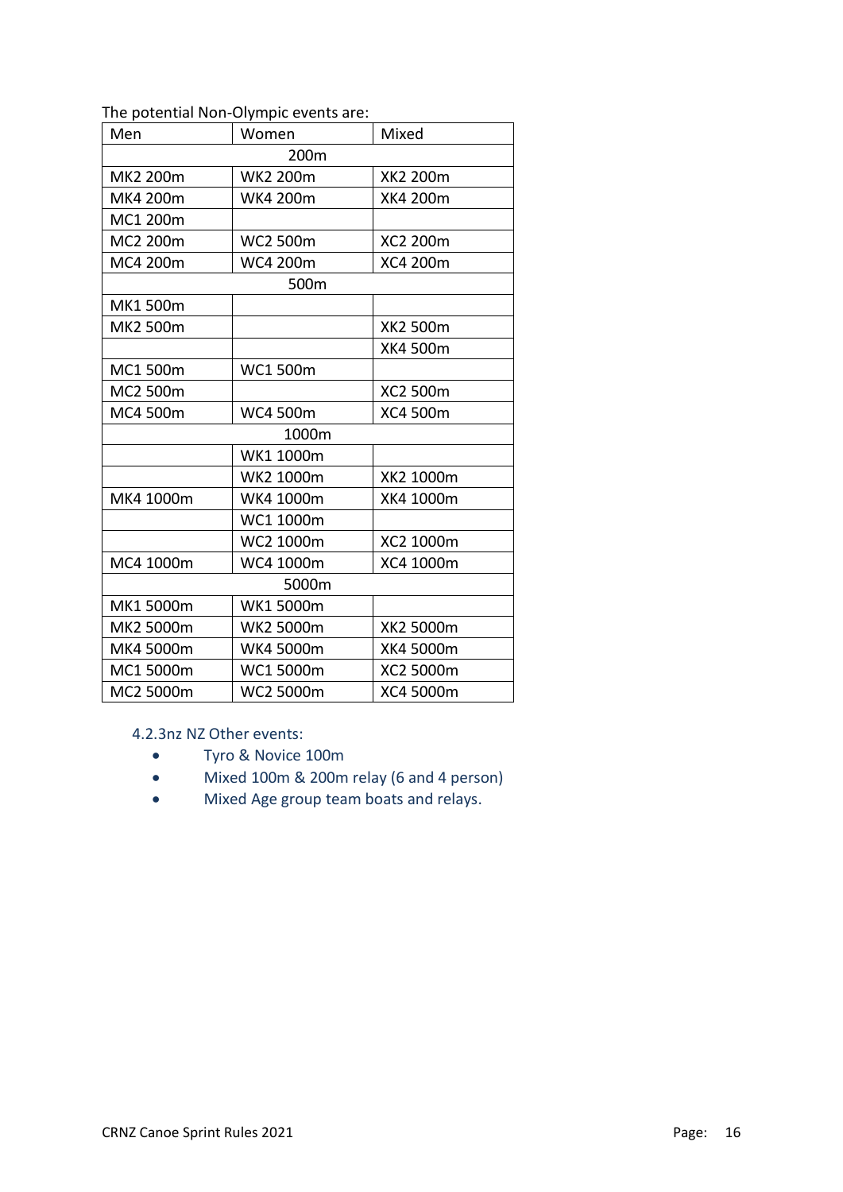The potential Non-Olympic events are:

| Men | Women | Mixed |
|---|---|---|
| | 200m | |
| MK2 200m | WK2 200m | XK2 200m |
| MK4 200m | WK4 200m | XK4 200m |
| MC1 200m | | |
| MC2 200m | WC2 500m | XC2 200m |
| MC4 200m | WC4 200m | XC4 200m |
| | 500m | |
| MK1 500m | | |
| MK2 500m | | XK2 500m |
| | | XK4 500m |
| MC1 500m | WC1 500m | |
| MC2 500m | | XC2 500m |
| MC4 500m | WC4 500m | XC4 500m |
| | 1000m | |
| | WK1 1000m | |
| | WK2 1000m | XK2 1000m |
| MK4 1000m | WK4 1000m | XK4 1000m |
| | WC1 1000m | |
| | WC2 1000m | XC2 1000m |
| MC4 1000m | WC4 1000m | XC4 1000m |
| | 5000m | |
| MK1 5000m | WK1 5000m | |
| MK2 5000m | WK2 5000m | XK2 5000m |
| MK4 5000m | WK4 5000m | XK4 5000m |
| MC1 5000m | WC1 5000m | XC2 5000m |
| MC2 5000m | WC2 5000m | XC4 5000m |

4.2.3nz NZ Other events:

- Tyro & Novice 100m
- Mixed 100m & 200m relay (6 and 4 person)
- Mixed Age group team boats and relays.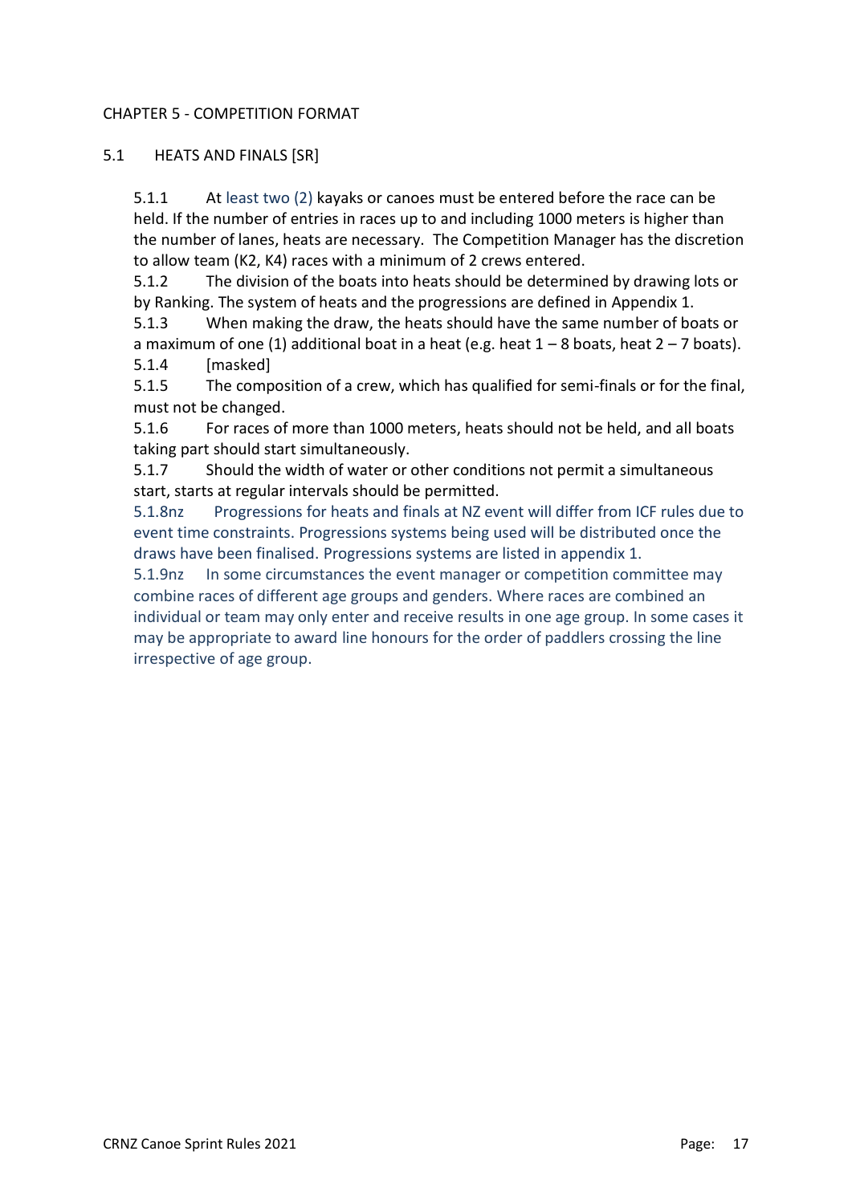# CHAPTER 5 - COMPETITION FORMAT

## 5.1 HEATS AND FINALS [SR]

5.1.1 At least two (2) kayaks or canoes must be entered before the race can be held. If the number of entries in races up to and including 1000 meters is higher than the number of lanes, heats are necessary. The Competition Manager has the discretion to allow team (K2, K4) races with a minimum of 2 crews entered.

5.1.2 The division of the boats into heats should be determined by drawing lots or by Ranking. The system of heats and the progressions are defined in Appendix 1.

5.1.3 When making the draw, the heats should have the same number of boats or a maximum of one (1) additional boat in a heat (e.g. heat 1 – 8 boats, heat 2 – 7 boats).

5.1.4 [masked]

5.1.5 The composition of a crew, which has qualified for semi-finals or for the final, must not be changed.

5.1.6 For races of more than 1000 meters, heats should not be held, and all boats taking part should start simultaneously.

5.1.7 Should the width of water or other conditions not permit a simultaneous start, starts at regular intervals should be permitted.

5.1.8nz Progressions for heats and finals at NZ event will differ from ICF rules due to event time constraints. Progressions systems being used will be distributed once the draws have been finalised. Progressions systems are listed in appendix 1.

5.1.9nz In some circumstances the event manager or competition committee may combine races of different age groups and genders. Where races are combined an individual or team may only enter and receive results in one age group. In some cases it may be appropriate to award line honours for the order of paddlers crossing the line irrespective of age group.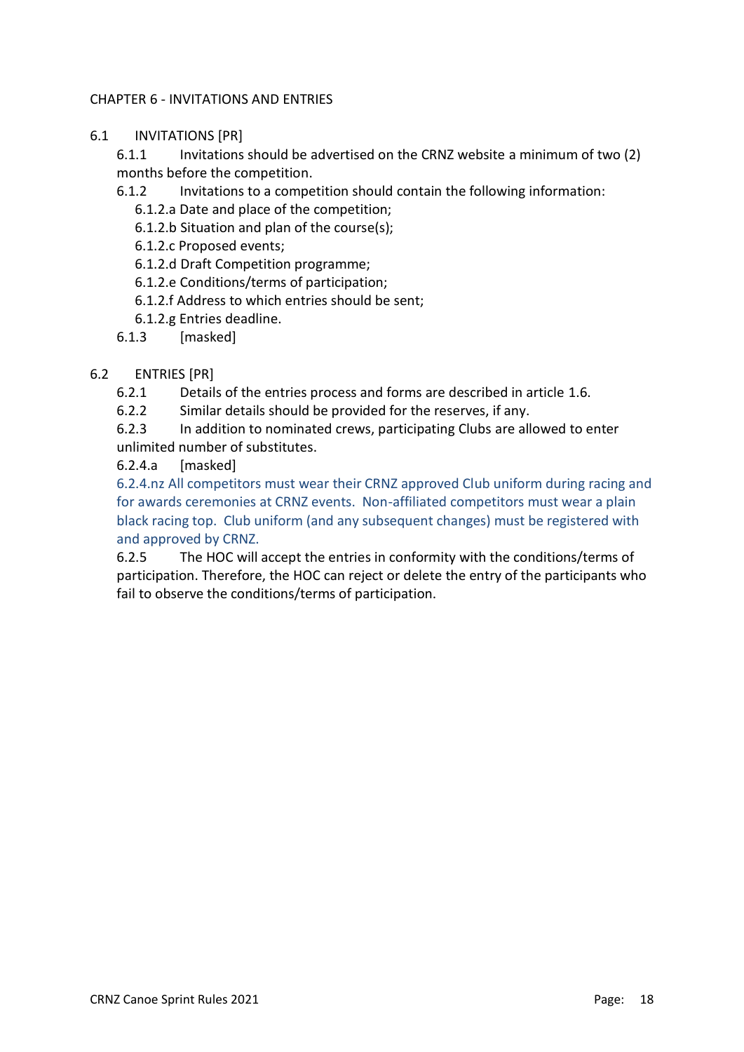# CHAPTER 6 - INVITATIONS AND ENTRIES

## 6.1 INVITATIONS [PR]

6.1.1 Invitations should be advertised on the CRNZ website a minimum of two (2) months before the competition.

6.1.2 Invitations to a competition should contain the following information:

- 6.1.2.a Date and place of the competition;
- 6.1.2.b Situation and plan of the course(s);
- 6.1.2.c Proposed events;
- 6.1.2.d Draft Competition programme;
- 6.1.2.e Conditions/terms of participation;
- 6.1.2.f Address to which entries should be sent;
- 6.1.2.g Entries deadline.

6.1.3 [masked]

## 6.2 ENTRIES [PR]

6.2.1 Details of the entries process and forms are described in article 1.6.

6.2.2 Similar details should be provided for the reserves, if any.

6.2.3 In addition to nominated crews, participating Clubs are allowed to enter unlimited number of substitutes.

6.2.4.a [masked]

6.2.4.nz All competitors must wear their CRNZ approved Club uniform during racing and for awards ceremonies at CRNZ events. Non-affiliated competitors must wear a plain black racing top. Club uniform (and any subsequent changes) must be registered with and approved by CRNZ.

6.2.5 The HOC will accept the entries in conformity with the conditions/terms of participation. Therefore, the HOC can reject or delete the entry of the participants who fail to observe the conditions/terms of participation.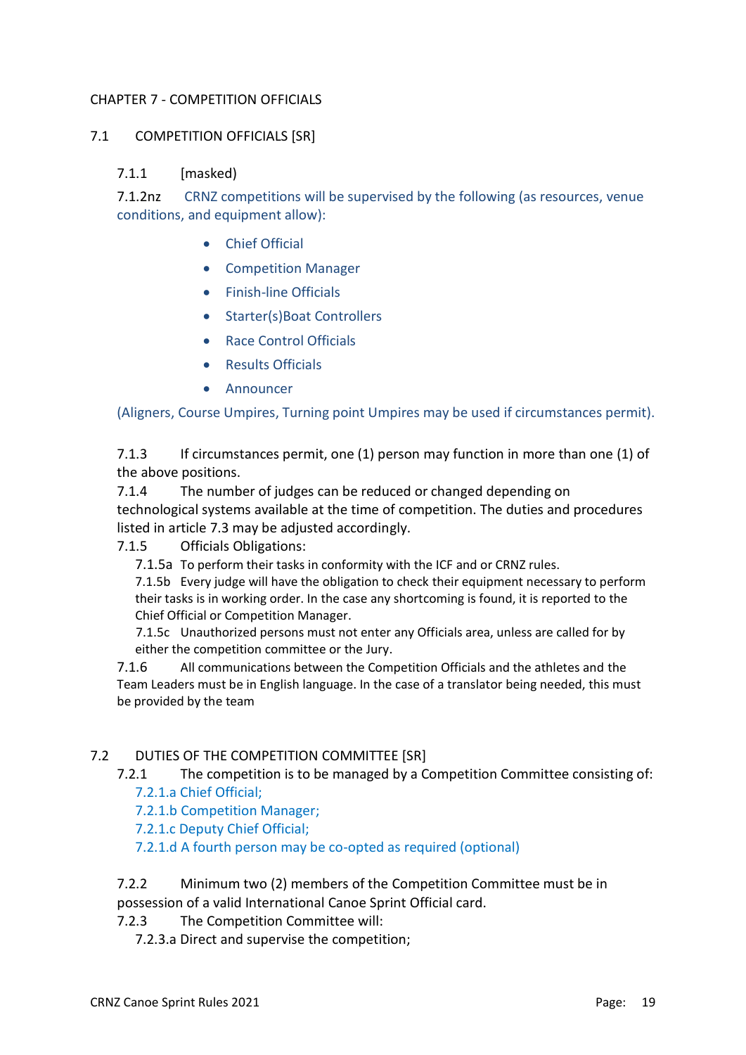## CHAPTER 7 - COMPETITION OFFICIALS

### 7.1 COMPETITION OFFICIALS [SR]

7.1.1 [masked]

7.1.2nz CRNZ competitions will be supervised by the following (as resources, venue conditions, and equipment allow):

- Chief Official
- Competition Manager
- Finish-line Officials
- Starter(s)Boat Controllers
- Race Control Officials
- Results Officials
- Announcer

(Aligners, Course Umpires, Turning point Umpires may be used if circumstances permit).

7.1.3 If circumstances permit, one (1) person may function in more than one (1) of the above positions.

7.1.4 The number of judges can be reduced or changed depending on technological systems available at the time of competition. The duties and procedures listed in article 7.3 may be adjusted accordingly.

7.1.5 Officials Obligations:

7.1.5a To perform their tasks in conformity with the ICF and or CRNZ rules.

7.1.5b Every judge will have the obligation to check their equipment necessary to perform their tasks is in working order. In the case any shortcoming is found, it is reported to the Chief Official or Competition Manager.

7.1.5c Unauthorized persons must not enter any Officials area, unless are called for by either the competition committee or the Jury.

7.1.6 All communications between the Competition Officials and the athletes and the Team Leaders must be in English language. In the case of a translator being needed, this must be provided by the team

### 7.2 DUTIES OF THE COMPETITION COMMITTEE [SR]

7.2.1 The competition is to be managed by a Competition Committee consisting of:

7.2.1.a Chief Official;
7.2.1.b Competition Manager;
7.2.1.c Deputy Chief Official;
7.2.1.d A fourth person may be co-opted as required (optional)

7.2.2 Minimum two (2) members of the Competition Committee must be in possession of a valid International Canoe Sprint Official card.

7.2.3 The Competition Committee will:

7.2.3.a Direct and supervise the competition;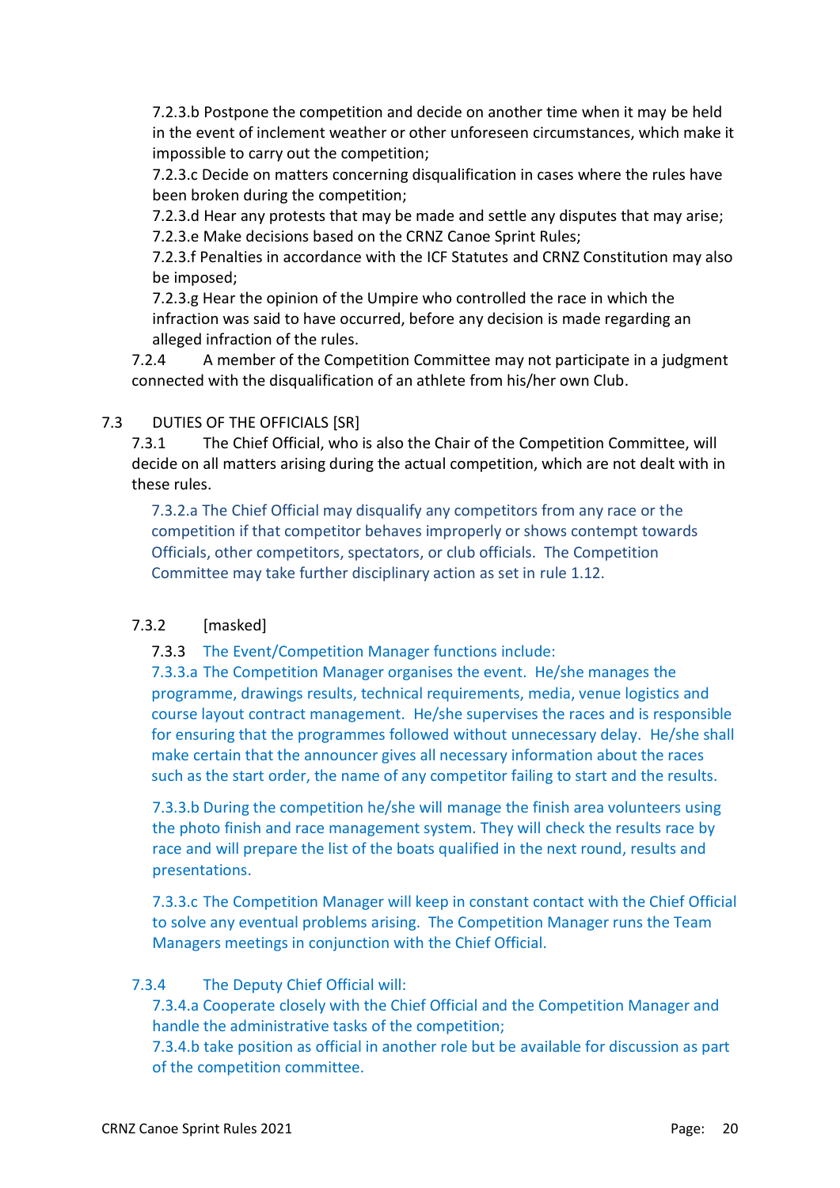7.2.3.b Postpone the competition and decide on another time when it may be held in the event of inclement weather or other unforeseen circumstances, which make it impossible to carry out the competition;

7.2.3.c Decide on matters concerning disqualification in cases where the rules have been broken during the competition;

7.2.3.d Hear any protests that may be made and settle any disputes that may arise;

7.2.3.e Make decisions based on the CRNZ Canoe Sprint Rules;

7.2.3.f Penalties in accordance with the ICF Statutes and CRNZ Constitution may also be imposed;

7.2.3.g Hear the opinion of the Umpire who controlled the race in which the infraction was said to have occurred, before any decision is made regarding an alleged infraction of the rules.

7.2.4 A member of the Competition Committee may not participate in a judgment connected with the disqualification of an athlete from his/her own Club.

## 7.3 DUTIES OF THE OFFICIALS [SR]

7.3.1 The Chief Official, who is also the Chair of the Competition Committee, will decide on all matters arising during the actual competition, which are not dealt with in these rules.

7.3.2.a The Chief Official may disqualify any competitors from any race or the competition if that competitor behaves improperly or shows contempt towards Officials, other competitors, spectators, or club officials. The Competition Committee may take further disciplinary action as set in rule 1.12.

7.3.2 [masked]

7.3.3 The Event/Competition Manager functions include:

7.3.3.a The Competition Manager organises the event. He/she manages the programme, drawings results, technical requirements, media, venue logistics and course layout contract management. He/she supervises the races and is responsible for ensuring that the programmes followed without unnecessary delay. He/she shall make certain that the announcer gives all necessary information about the races such as the start order, the name of any competitor failing to start and the results.

7.3.3.b During the competition he/she will manage the finish area volunteers using the photo finish and race management system. They will check the results race by race and will prepare the list of the boats qualified in the next round, results and presentations.

7.3.3.c The Competition Manager will keep in constant contact with the Chief Official to solve any eventual problems arising. The Competition Manager runs the Team Managers meetings in conjunction with the Chief Official.

7.3.4 The Deputy Chief Official will:

7.3.4.a Cooperate closely with the Chief Official and the Competition Manager and handle the administrative tasks of the competition;

7.3.4.b take position as official in another role but be available for discussion as part of the competition committee.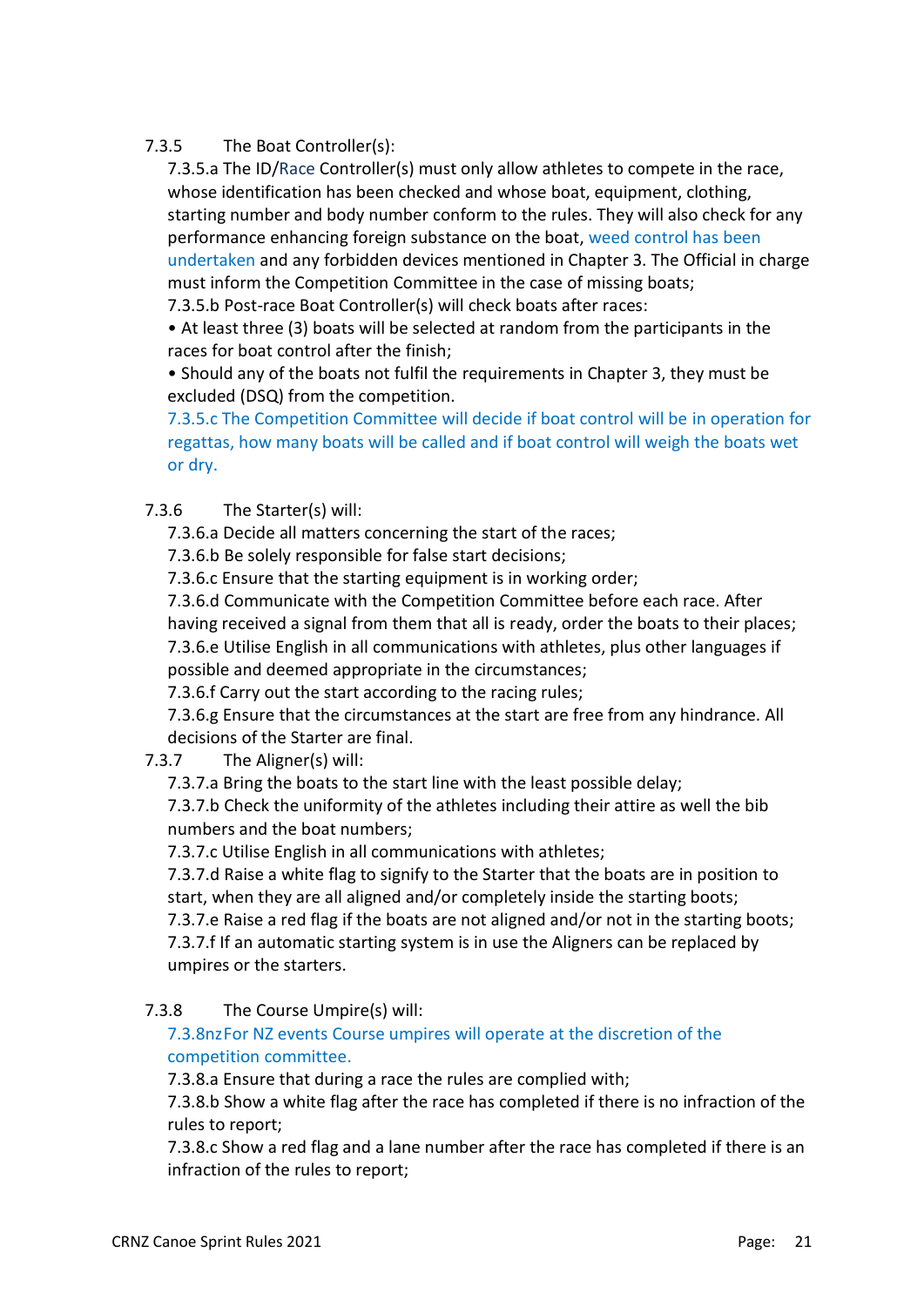7.3.5 The Boat Controller(s):

7.3.5.a The ID/Race Controller(s) must only allow athletes to compete in the race, whose identification has been checked and whose boat, equipment, clothing, starting number and body number conform to the rules. They will also check for any performance enhancing foreign substance on the boat, weed control has been undertaken and any forbidden devices mentioned in Chapter 3. The Official in charge must inform the Competition Committee in the case of missing boats;

7.3.5.b Post-race Boat Controller(s) will check boats after races:

- At least three (3) boats will be selected at random from the participants in the races for boat control after the finish;
- Should any of the boats not fulfil the requirements in Chapter 3, they must be excluded (DSQ) from the competition.

7.3.5.c The Competition Committee will decide if boat control will be in operation for regattas, how many boats will be called and if boat control will weigh the boats wet or dry.

7.3.6 The Starter(s) will:

7.3.6.a Decide all matters concerning the start of the races;

7.3.6.b Be solely responsible for false start decisions;

7.3.6.c Ensure that the starting equipment is in working order;

7.3.6.d Communicate with the Competition Committee before each race. After having received a signal from them that all is ready, order the boats to their places;

7.3.6.e Utilise English in all communications with athletes, plus other languages if possible and deemed appropriate in the circumstances;

7.3.6.f Carry out the start according to the racing rules;

7.3.6.g Ensure that the circumstances at the start are free from any hindrance. All decisions of the Starter are final.

7.3.7 The Aligner(s) will:

7.3.7.a Bring the boats to the start line with the least possible delay;

7.3.7.b Check the uniformity of the athletes including their attire as well the bib numbers and the boat numbers;

7.3.7.c Utilise English in all communications with athletes;

7.3.7.d Raise a white flag to signify to the Starter that the boats are in position to start, when they are all aligned and/or completely inside the starting boots;

7.3.7.e Raise a red flag if the boats are not aligned and/or not in the starting boots;

7.3.7.f If an automatic starting system is in use the Aligners can be replaced by umpires or the starters.

7.3.8 The Course Umpire(s) will:

7.3.8nz For NZ events Course umpires will operate at the discretion of the competition committee.

7.3.8.a Ensure that during a race the rules are complied with;

7.3.8.b Show a white flag after the race has completed if there is no infraction of the rules to report;

7.3.8.c Show a red flag and a lane number after the race has completed if there is an infraction of the rules to report;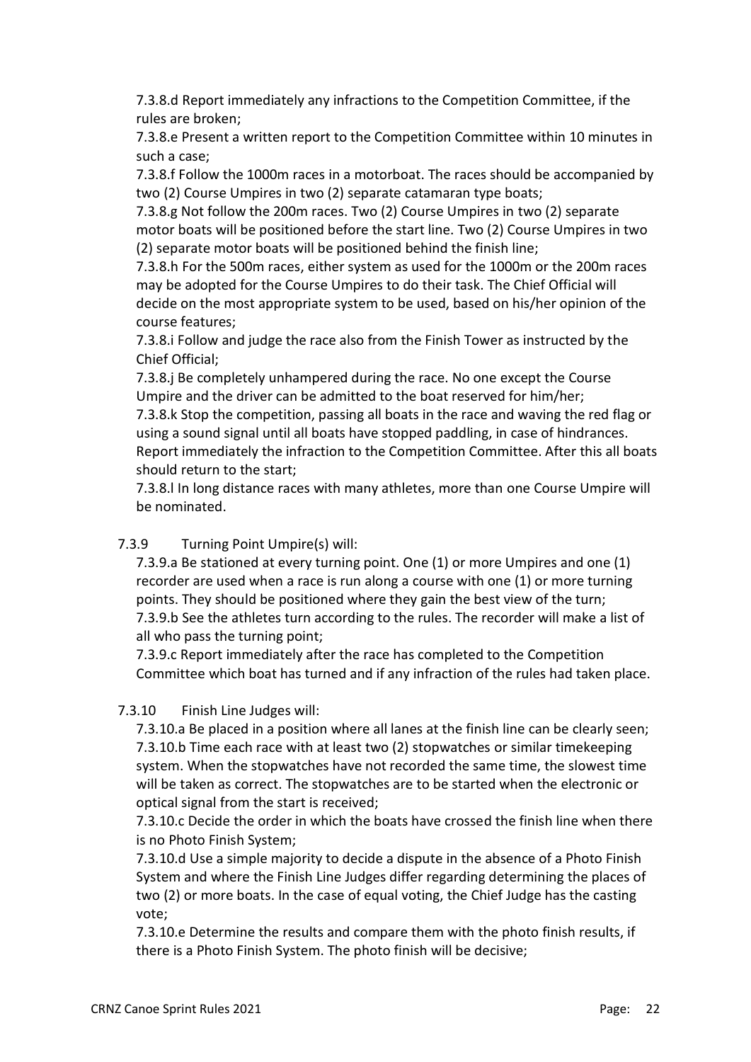7.3.8.d Report immediately any infractions to the Competition Committee, if the rules are broken;

7.3.8.e Present a written report to the Competition Committee within 10 minutes in such a case;

7.3.8.f Follow the 1000m races in a motorboat. The races should be accompanied by two (2) Course Umpires in two (2) separate catamaran type boats;

7.3.8.g Not follow the 200m races. Two (2) Course Umpires in two (2) separate motor boats will be positioned before the start line. Two (2) Course Umpires in two (2) separate motor boats will be positioned behind the finish line;

7.3.8.h For the 500m races, either system as used for the 1000m or the 200m races may be adopted for the Course Umpires to do their task. The Chief Official will decide on the most appropriate system to be used, based on his/her opinion of the course features;

7.3.8.i Follow and judge the race also from the Finish Tower as instructed by the Chief Official;

7.3.8.j Be completely unhampered during the race. No one except the Course Umpire and the driver can be admitted to the boat reserved for him/her;

7.3.8.k Stop the competition, passing all boats in the race and waving the red flag or using a sound signal until all boats have stopped paddling, in case of hindrances. Report immediately the infraction to the Competition Committee. After this all boats should return to the start;

7.3.8.l In long distance races with many athletes, more than one Course Umpire will be nominated.

7.3.9 Turning Point Umpire(s) will:

7.3.9.a Be stationed at every turning point. One (1) or more Umpires and one (1) recorder are used when a race is run along a course with one (1) or more turning points. They should be positioned where they gain the best view of the turn;

7.3.9.b See the athletes turn according to the rules. The recorder will make a list of all who pass the turning point;

7.3.9.c Report immediately after the race has completed to the Competition Committee which boat has turned and if any infraction of the rules had taken place.

7.3.10 Finish Line Judges will:

7.3.10.a Be placed in a position where all lanes at the finish line can be clearly seen;

7.3.10.b Time each race with at least two (2) stopwatches or similar timekeeping system. When the stopwatches have not recorded the same time, the slowest time will be taken as correct. The stopwatches are to be started when the electronic or optical signal from the start is received;

7.3.10.c Decide the order in which the boats have crossed the finish line when there is no Photo Finish System;

7.3.10.d Use a simple majority to decide a dispute in the absence of a Photo Finish System and where the Finish Line Judges differ regarding determining the places of two (2) or more boats. In the case of equal voting, the Chief Judge has the casting vote;

7.3.10.e Determine the results and compare them with the photo finish results, if there is a Photo Finish System. The photo finish will be decisive;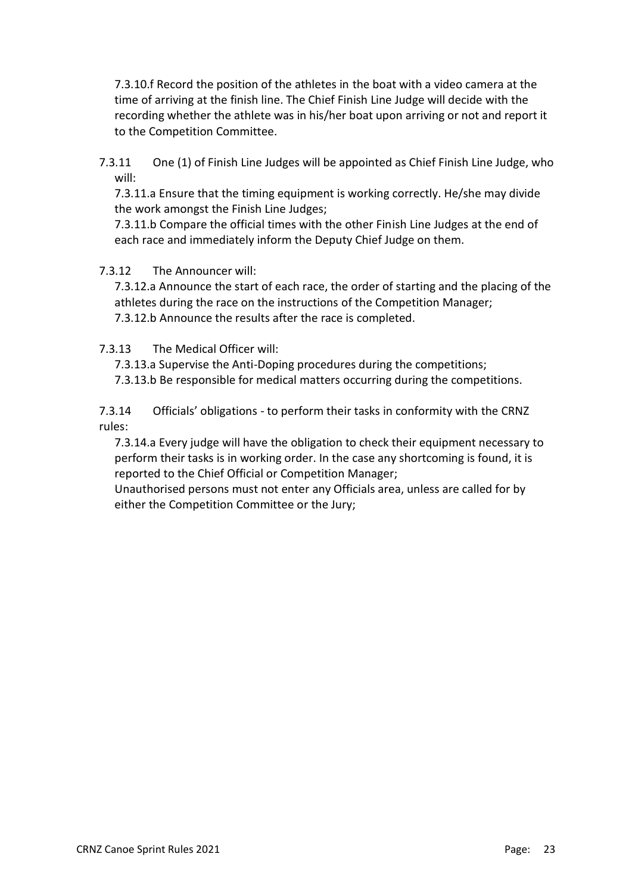7.3.10.f Record the position of the athletes in the boat with a video camera at the time of arriving at the finish line. The Chief Finish Line Judge will decide with the recording whether the athlete was in his/her boat upon arriving or not and report it to the Competition Committee.

7.3.11 One (1) of Finish Line Judges will be appointed as Chief Finish Line Judge, who will:

7.3.11.a Ensure that the timing equipment is working correctly. He/she may divide the work amongst the Finish Line Judges;

7.3.11.b Compare the official times with the other Finish Line Judges at the end of each race and immediately inform the Deputy Chief Judge on them.

7.3.12 The Announcer will:

7.3.12.a Announce the start of each race, the order of starting and the placing of the athletes during the race on the instructions of the Competition Manager;

7.3.12.b Announce the results after the race is completed.

7.3.13 The Medical Officer will:

7.3.13.a Supervise the Anti-Doping procedures during the competitions;

7.3.13.b Be responsible for medical matters occurring during the competitions.

7.3.14 Officials' obligations - to perform their tasks in conformity with the CRNZ rules:

7.3.14.a Every judge will have the obligation to check their equipment necessary to perform their tasks is in working order. In the case any shortcoming is found, it is reported to the Chief Official or Competition Manager;

Unauthorised persons must not enter any Officials area, unless are called for by either the Competition Committee or the Jury;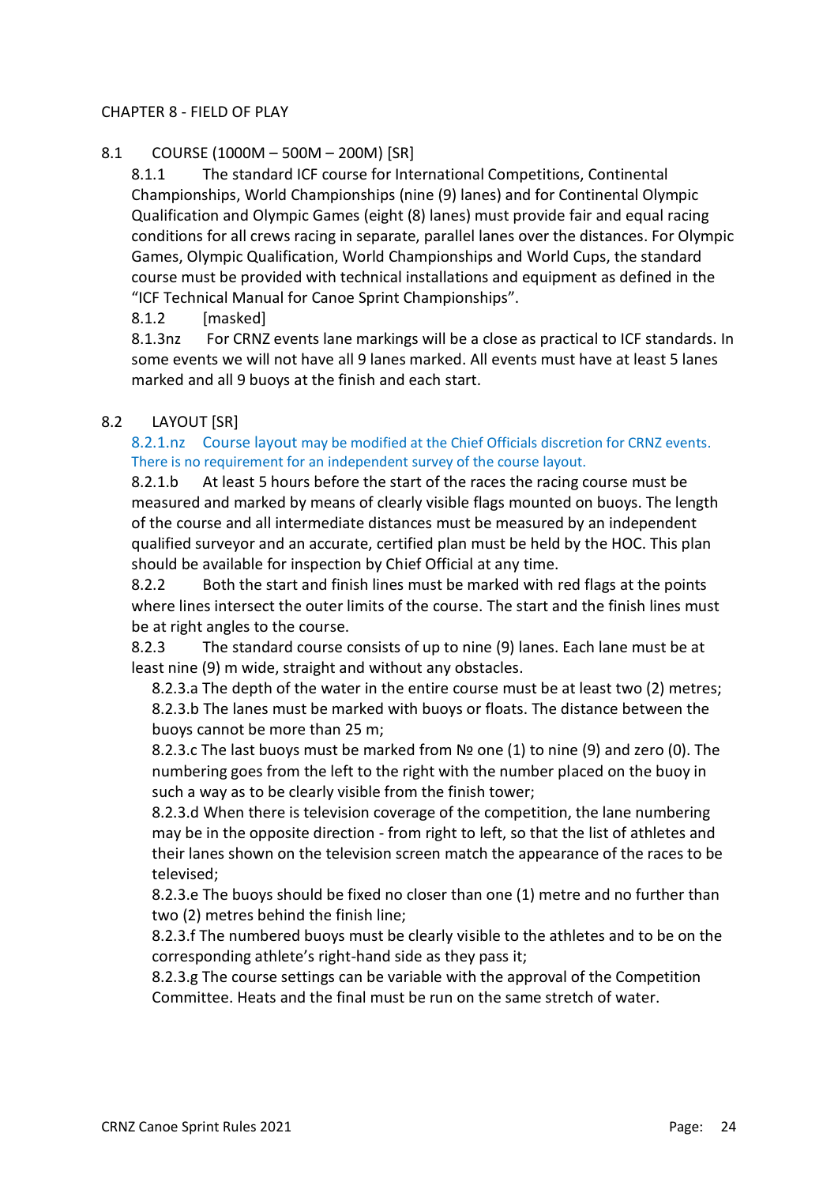# CHAPTER 8 - FIELD OF PLAY

## 8.1 COURSE (1000M – 500M – 200M) [SR]

8.1.1 The standard ICF course for International Competitions, Continental Championships, World Championships (nine (9) lanes) and for Continental Olympic Qualification and Olympic Games (eight (8) lanes) must provide fair and equal racing conditions for all crews racing in separate, parallel lanes over the distances. For Olympic Games, Olympic Qualification, World Championships and World Cups, the standard course must be provided with technical installations and equipment as defined in the "ICF Technical Manual for Canoe Sprint Championships".

8.1.2 [masked]

8.1.3nz For CRNZ events lane markings will be a close as practical to ICF standards. In some events we will not have all 9 lanes marked. All events must have at least 5 lanes marked and all 9 buoys at the finish and each start.

## 8.2 LAYOUT [SR]

8.2.1.nz Course layout may be modified at the Chief Officials discretion for CRNZ events. There is no requirement for an independent survey of the course layout.

8.2.1.b At least 5 hours before the start of the races the racing course must be measured and marked by means of clearly visible flags mounted on buoys. The length of the course and all intermediate distances must be measured by an independent qualified surveyor and an accurate, certified plan must be held by the HOC. This plan should be available for inspection by Chief Official at any time.

8.2.2 Both the start and finish lines must be marked with red flags at the points where lines intersect the outer limits of the course. The start and the finish lines must be at right angles to the course.

8.2.3 The standard course consists of up to nine (9) lanes. Each lane must be at least nine (9) m wide, straight and without any obstacles.

- 8.2.3.a The depth of the water in the entire course must be at least two (2) metres;
- 8.2.3.b The lanes must be marked with buoys or floats. The distance between the buoys cannot be more than 25 m;
- 8.2.3.c The last buoys must be marked from № one (1) to nine (9) and zero (0). The numbering goes from the left to the right with the number placed on the buoy in such a way as to be clearly visible from the finish tower;
- 8.2.3.d When there is television coverage of the competition, the lane numbering may be in the opposite direction - from right to left, so that the list of athletes and their lanes shown on the television screen match the appearance of the races to be televised;
- 8.2.3.e The buoys should be fixed no closer than one (1) metre and no further than two (2) metres behind the finish line;
- 8.2.3.f The numbered buoys must be clearly visible to the athletes and to be on the corresponding athlete's right-hand side as they pass it;
- 8.2.3.g The course settings can be variable with the approval of the Competition Committee. Heats and the final must be run on the same stretch of water.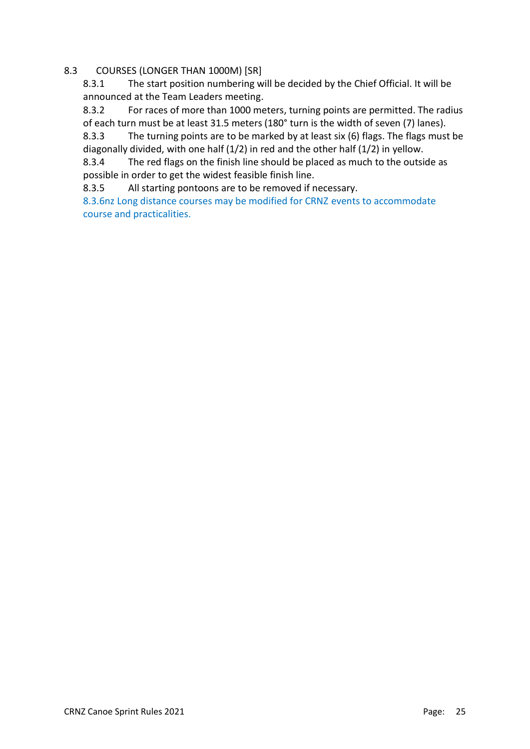## 8.3 COURSES (LONGER THAN 1000M) [SR]

8.3.1 The start position numbering will be decided by the Chief Official. It will be announced at the Team Leaders meeting.

8.3.2 For races of more than 1000 meters, turning points are permitted. The radius of each turn must be at least 31.5 meters (180° turn is the width of seven (7) lanes).

8.3.3 The turning points are to be marked by at least six (6) flags. The flags must be diagonally divided, with one half (1/2) in red and the other half (1/2) in yellow.

8.3.4 The red flags on the finish line should be placed as much to the outside as possible in order to get the widest feasible finish line.

8.3.5 All starting pontoons are to be removed if necessary.

8.3.6nz Long distance courses may be modified for CRNZ events to accommodate course and practicalities.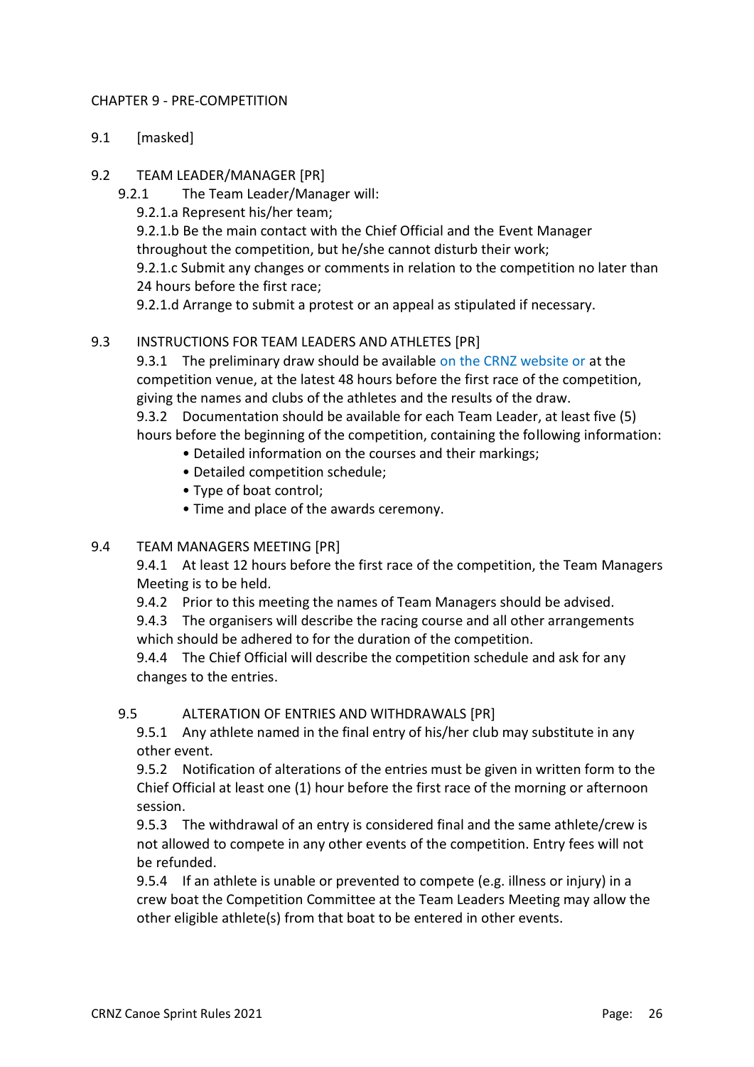CHAPTER 9 - PRE-COMPETITION

9.1 [masked]

9.2 TEAM LEADER/MANAGER [PR]

9.2.1 The Team Leader/Manager will:

9.2.1.a Represent his/her team;

9.2.1.b Be the main contact with the Chief Official and the Event Manager throughout the competition, but he/she cannot disturb their work;

9.2.1.c Submit any changes or comments in relation to the competition no later than 24 hours before the first race;

9.2.1.d Arrange to submit a protest or an appeal as stipulated if necessary.

9.3 INSTRUCTIONS FOR TEAM LEADERS AND ATHLETES [PR]

9.3.1 The preliminary draw should be available on the CRNZ website or at the competition venue, at the latest 48 hours before the first race of the competition, giving the names and clubs of the athletes and the results of the draw.

9.3.2 Documentation should be available for each Team Leader, at least five (5) hours before the beginning of the competition, containing the following information:

- Detailed information on the courses and their markings;
- Detailed competition schedule;
- Type of boat control;
- Time and place of the awards ceremony.

9.4 TEAM MANAGERS MEETING [PR]

9.4.1 At least 12 hours before the first race of the competition, the Team Managers Meeting is to be held.

9.4.2 Prior to this meeting the names of Team Managers should be advised.

9.4.3 The organisers will describe the racing course and all other arrangements which should be adhered to for the duration of the competition.

9.4.4 The Chief Official will describe the competition schedule and ask for any changes to the entries.

9.5 ALTERATION OF ENTRIES AND WITHDRAWALS [PR]

9.5.1 Any athlete named in the final entry of his/her club may substitute in any other event.

9.5.2 Notification of alterations of the entries must be given in written form to the Chief Official at least one (1) hour before the first race of the morning or afternoon session.

9.5.3 The withdrawal of an entry is considered final and the same athlete/crew is not allowed to compete in any other events of the competition. Entry fees will not be refunded.

9.5.4 If an athlete is unable or prevented to compete (e.g. illness or injury) in a crew boat the Competition Committee at the Team Leaders Meeting may allow the other eligible athlete(s) from that boat to be entered in other events.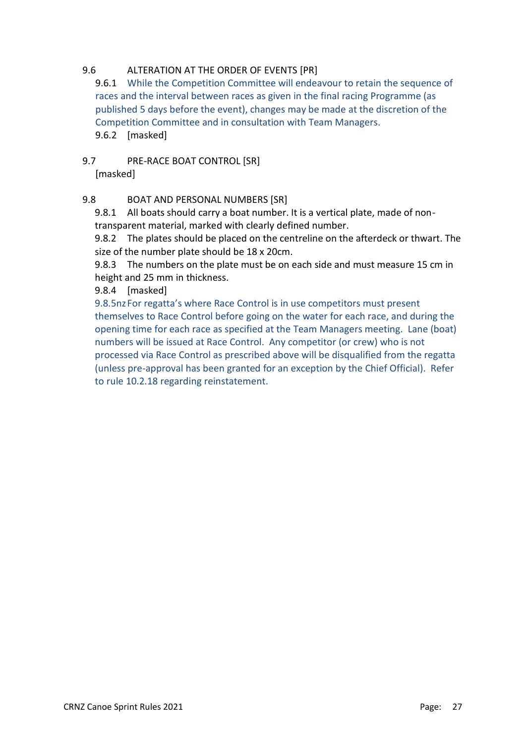## 9.6 ALTERATION AT THE ORDER OF EVENTS [PR]

9.6.1 While the Competition Committee will endeavour to retain the sequence of races and the interval between races as given in the final racing Programme (as published 5 days before the event), changes may be made at the discretion of the Competition Committee and in consultation with Team Managers.

9.6.2 [masked]

## 9.7 PRE-RACE BOAT CONTROL [SR]

[masked]

## 9.8 BOAT AND PERSONAL NUMBERS [SR]

9.8.1 All boats should carry a boat number. It is a vertical plate, made of non-transparent material, marked with clearly defined number.

9.8.2 The plates should be placed on the centreline on the afterdeck or thwart. The size of the number plate should be 18 x 20cm.

9.8.3 The numbers on the plate must be on each side and must measure 15 cm in height and 25 mm in thickness.

9.8.4 [masked]

9.8.5nz For regatta's where Race Control is in use competitors must present themselves to Race Control before going on the water for each race, and during the opening time for each race as specified at the Team Managers meeting. Lane (boat) numbers will be issued at Race Control. Any competitor (or crew) who is not processed via Race Control as prescribed above will be disqualified from the regatta (unless pre-approval has been granted for an exception by the Chief Official). Refer to rule 10.2.18 regarding reinstatement.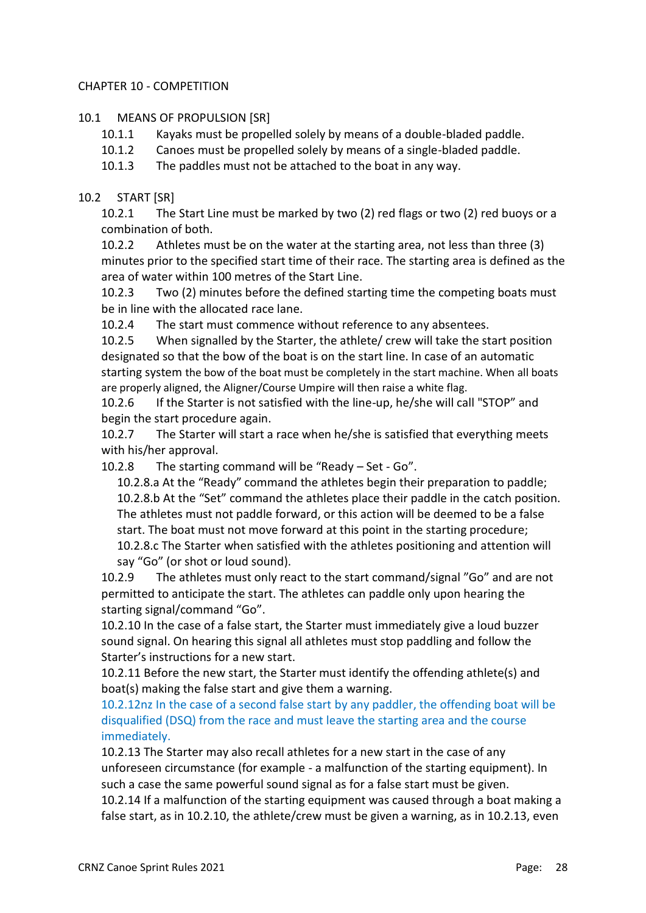# CHAPTER 10 - COMPETITION

## 10.1 MEANS OF PROPULSION [SR]

10.1.1 Kayaks must be propelled solely by means of a double-bladed paddle.

10.1.2 Canoes must be propelled solely by means of a single-bladed paddle.

10.1.3 The paddles must not be attached to the boat in any way.

## 10.2 START [SR]

10.2.1 The Start Line must be marked by two (2) red flags or two (2) red buoys or a combination of both.

10.2.2 Athletes must be on the water at the starting area, not less than three (3) minutes prior to the specified start time of their race. The starting area is defined as the area of water within 100 metres of the Start Line.

10.2.3 Two (2) minutes before the defined starting time the competing boats must be in line with the allocated race lane.

10.2.4 The start must commence without reference to any absentees.

10.2.5 When signalled by the Starter, the athlete/ crew will take the start position designated so that the bow of the boat is on the start line. In case of an automatic starting system the bow of the boat must be completely in the start machine. When all boats are properly aligned, the Aligner/Course Umpire will then raise a white flag.

10.2.6 If the Starter is not satisfied with the line-up, he/she will call "STOP" and begin the start procedure again.

10.2.7 The Starter will start a race when he/she is satisfied that everything meets with his/her approval.

10.2.8 The starting command will be "Ready – Set - Go".

10.2.8.a At the "Ready" command the athletes begin their preparation to paddle;

10.2.8.b At the "Set" command the athletes place their paddle in the catch position. The athletes must not paddle forward, or this action will be deemed to be a false start. The boat must not move forward at this point in the starting procedure;

10.2.8.c The Starter when satisfied with the athletes positioning and attention will say "Go" (or shot or loud sound).

10.2.9 The athletes must only react to the start command/signal "Go" and are not permitted to anticipate the start. The athletes can paddle only upon hearing the starting signal/command "Go".

10.2.10 In the case of a false start, the Starter must immediately give a loud buzzer sound signal. On hearing this signal all athletes must stop paddling and follow the Starter's instructions for a new start.

10.2.11 Before the new start, the Starter must identify the offending athlete(s) and boat(s) making the false start and give them a warning.

10.2.12nz In the case of a second false start by any paddler, the offending boat will be disqualified (DSQ) from the race and must leave the starting area and the course immediately.

10.2.13 The Starter may also recall athletes for a new start in the case of any unforeseen circumstance (for example - a malfunction of the starting equipment). In such a case the same powerful sound signal as for a false start must be given.

10.2.14 If a malfunction of the starting equipment was caused through a boat making a false start, as in 10.2.10, the athlete/crew must be given a warning, as in 10.2.13, even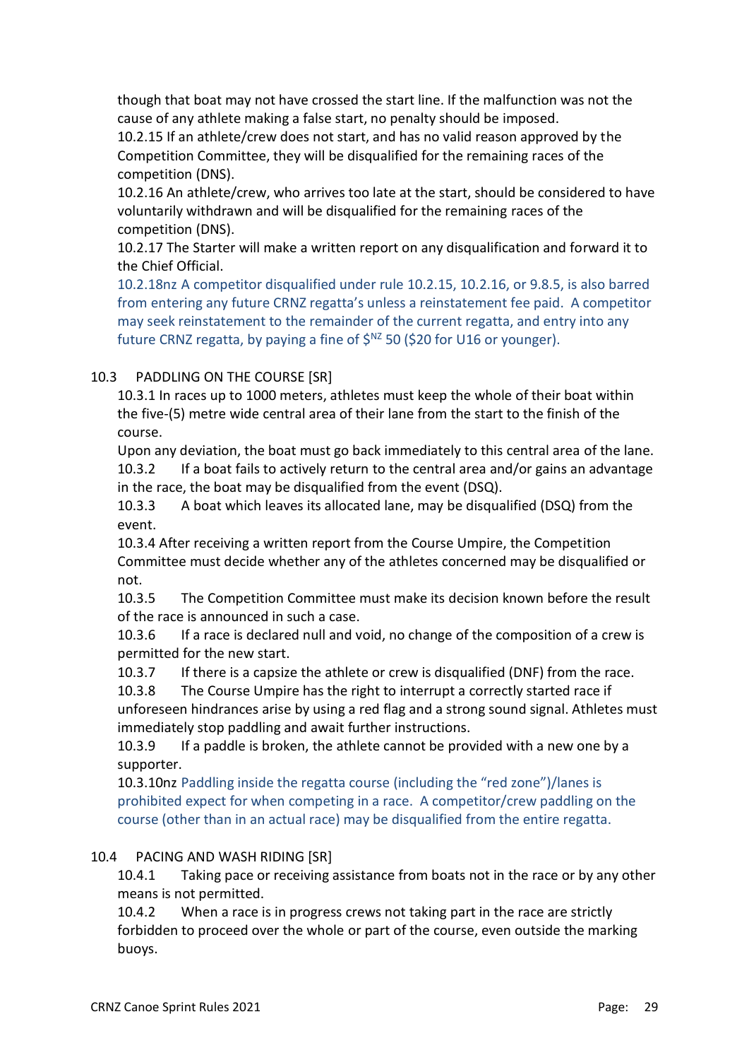though that boat may not have crossed the start line. If the malfunction was not the cause of any athlete making a false start, no penalty should be imposed.

10.2.15 If an athlete/crew does not start, and has no valid reason approved by the Competition Committee, they will be disqualified for the remaining races of the competition (DNS).

10.2.16 An athlete/crew, who arrives too late at the start, should be considered to have voluntarily withdrawn and will be disqualified for the remaining races of the competition (DNS).

10.2.17 The Starter will make a written report on any disqualification and forward it to the Chief Official.

10.2.18nz A competitor disqualified under rule 10.2.15, 10.2.16, or 9.8.5, is also barred from entering any future CRNZ regatta's unless a reinstatement fee paid. A competitor may seek reinstatement to the remainder of the current regatta, and entry into any future CRNZ regatta, by paying a fine of $^{NZ}$ 50 ($20 for U16 or younger).

## 10.3 PADDLING ON THE COURSE [SR]

10.3.1 In races up to 1000 meters, athletes must keep the whole of their boat within the five-(5) metre wide central area of their lane from the start to the finish of the course.

Upon any deviation, the boat must go back immediately to this central area of the lane.

10.3.2 If a boat fails to actively return to the central area and/or gains an advantage in the race, the boat may be disqualified from the event (DSQ).

10.3.3 A boat which leaves its allocated lane, may be disqualified (DSQ) from the event.

10.3.4 After receiving a written report from the Course Umpire, the Competition Committee must decide whether any of the athletes concerned may be disqualified or not.

10.3.5 The Competition Committee must make its decision known before the result of the race is announced in such a case.

10.3.6 If a race is declared null and void, no change of the composition of a crew is permitted for the new start.

10.3.7 If there is a capsize the athlete or crew is disqualified (DNF) from the race.

10.3.8 The Course Umpire has the right to interrupt a correctly started race if unforeseen hindrances arise by using a red flag and a strong sound signal. Athletes must immediately stop paddling and await further instructions.

10.3.9 If a paddle is broken, the athlete cannot be provided with a new one by a supporter.

10.3.10nz Paddling inside the regatta course (including the "red zone")/lanes is prohibited expect for when competing in a race. A competitor/crew paddling on the course (other than in an actual race) may be disqualified from the entire regatta.

## 10.4 PACING AND WASH RIDING [SR]

10.4.1 Taking pace or receiving assistance from boats not in the race or by any other means is not permitted.

10.4.2 When a race is in progress crews not taking part in the race are strictly forbidden to proceed over the whole or part of the course, even outside the marking buoys.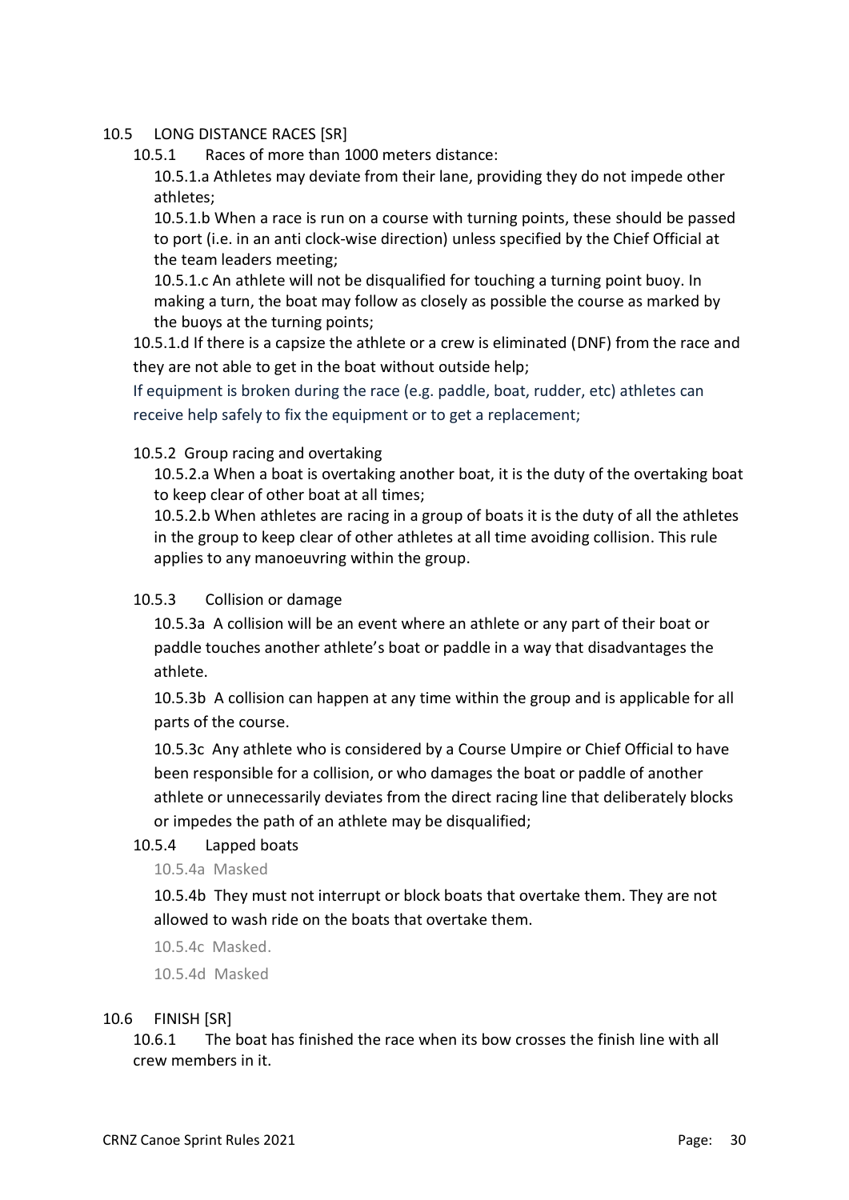## 10.5 LONG DISTANCE RACES [SR]

### 10.5.1 Races of more than 1000 meters distance:

10.5.1.a Athletes may deviate from their lane, providing they do not impede other athletes;

10.5.1.b When a race is run on a course with turning points, these should be passed to port (i.e. in an anti clock-wise direction) unless specified by the Chief Official at the team leaders meeting;

10.5.1.c An athlete will not be disqualified for touching a turning point buoy. In making a turn, the boat may follow as closely as possible the course as marked by the buoys at the turning points;

10.5.1.d If there is a capsize the athlete or a crew is eliminated (DNF) from the race and they are not able to get in the boat without outside help;

If equipment is broken during the race (e.g. paddle, boat, rudder, etc) athletes can receive help safely to fix the equipment or to get a replacement;

### 10.5.2 Group racing and overtaking

10.5.2.a When a boat is overtaking another boat, it is the duty of the overtaking boat to keep clear of other boat at all times;

10.5.2.b When athletes are racing in a group of boats it is the duty of all the athletes in the group to keep clear of other athletes at all time avoiding collision. This rule applies to any manoeuvring within the group.

### 10.5.3 Collision or damage

10.5.3a A collision will be an event where an athlete or any part of their boat or paddle touches another athlete's boat or paddle in a way that disadvantages the athlete.

10.5.3b A collision can happen at any time within the group and is applicable for all parts of the course.

10.5.3c Any athlete who is considered by a Course Umpire or Chief Official to have been responsible for a collision, or who damages the boat or paddle of another athlete or unnecessarily deviates from the direct racing line that deliberately blocks or impedes the path of an athlete may be disqualified;

### 10.5.4 Lapped boats

10.5.4a Masked

10.5.4b They must not interrupt or block boats that overtake them. They are not allowed to wash ride on the boats that overtake them.

10.5.4c Masked.

10.5.4d Masked

## 10.6 FINISH [SR]

10.6.1 The boat has finished the race when its bow crosses the finish line with all crew members in it.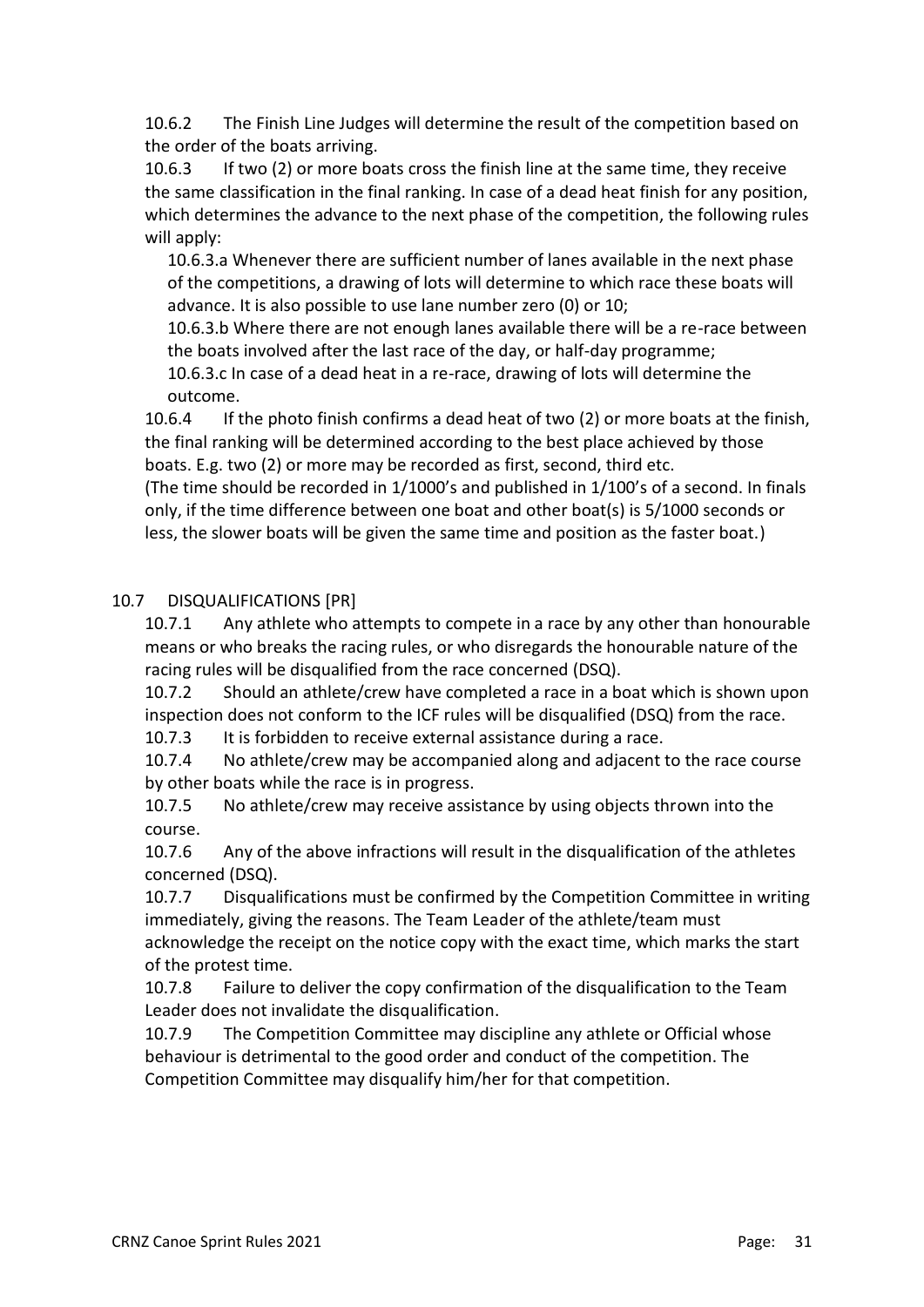10.6.2 The Finish Line Judges will determine the result of the competition based on the order of the boats arriving.

10.6.3 If two (2) or more boats cross the finish line at the same time, they receive the same classification in the final ranking. In case of a dead heat finish for any position, which determines the advance to the next phase of the competition, the following rules will apply:

10.6.3.a Whenever there are sufficient number of lanes available in the next phase of the competitions, a drawing of lots will determine to which race these boats will advance. It is also possible to use lane number zero (0) or 10;

10.6.3.b Where there are not enough lanes available there will be a re-race between the boats involved after the last race of the day, or half-day programme;

10.6.3.c In case of a dead heat in a re-race, drawing of lots will determine the outcome.

10.6.4 If the photo finish confirms a dead heat of two (2) or more boats at the finish, the final ranking will be determined according to the best place achieved by those boats. E.g. two (2) or more may be recorded as first, second, third etc.

(The time should be recorded in 1/1000's and published in 1/100's of a second. In finals only, if the time difference between one boat and other boat(s) is 5/1000 seconds or less, the slower boats will be given the same time and position as the faster boat.)

## 10.7 DISQUALIFICATIONS [PR]

10.7.1 Any athlete who attempts to compete in a race by any other than honourable means or who breaks the racing rules, or who disregards the honourable nature of the racing rules will be disqualified from the race concerned (DSQ).

10.7.2 Should an athlete/crew have completed a race in a boat which is shown upon inspection does not conform to the ICF rules will be disqualified (DSQ) from the race.

10.7.3 It is forbidden to receive external assistance during a race.

10.7.4 No athlete/crew may be accompanied along and adjacent to the race course by other boats while the race is in progress.

10.7.5 No athlete/crew may receive assistance by using objects thrown into the course.

10.7.6 Any of the above infractions will result in the disqualification of the athletes concerned (DSQ).

10.7.7 Disqualifications must be confirmed by the Competition Committee in writing immediately, giving the reasons. The Team Leader of the athlete/team must acknowledge the receipt on the notice copy with the exact time, which marks the start of the protest time.

10.7.8 Failure to deliver the copy confirmation of the disqualification to the Team Leader does not invalidate the disqualification.

10.7.9 The Competition Committee may discipline any athlete or Official whose behaviour is detrimental to the good order and conduct of the competition. The Competition Committee may disqualify him/her for that competition.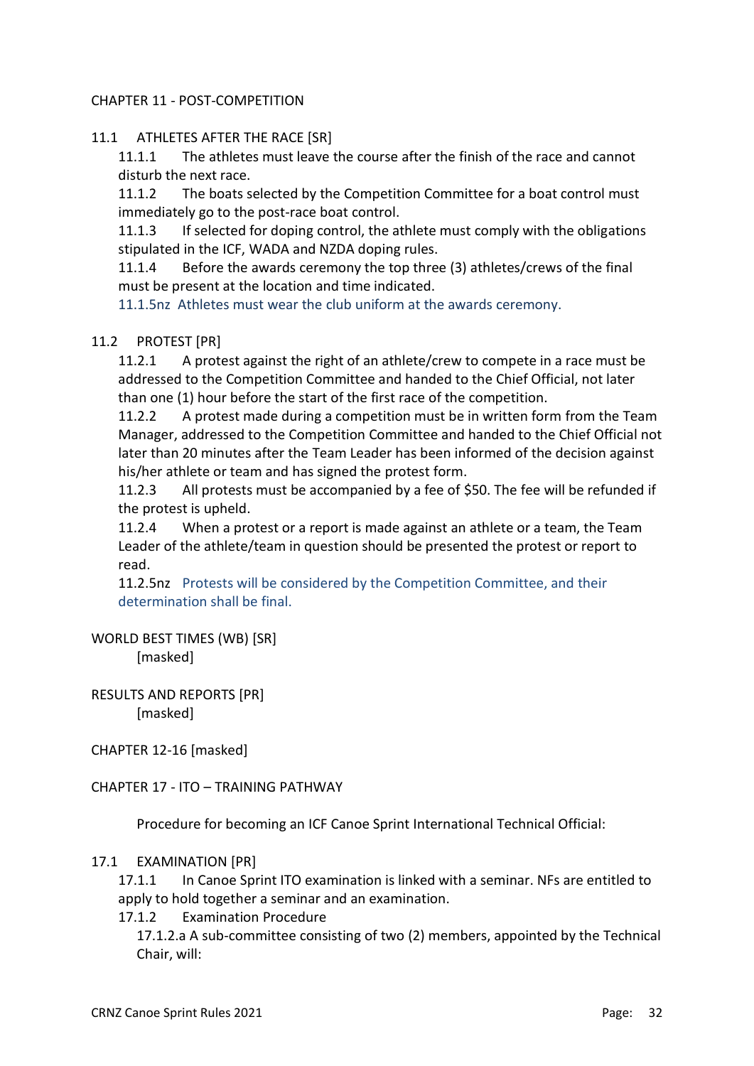# CHAPTER 11 - POST-COMPETITION

## 11.1 ATHLETES AFTER THE RACE [SR]

11.1.1 The athletes must leave the course after the finish of the race and cannot disturb the next race.

11.1.2 The boats selected by the Competition Committee for a boat control must immediately go to the post-race boat control.

11.1.3 If selected for doping control, the athlete must comply with the obligations stipulated in the ICF, WADA and NZDA doping rules.

11.1.4 Before the awards ceremony the top three (3) athletes/crews of the final must be present at the location and time indicated.

11.1.5nz Athletes must wear the club uniform at the awards ceremony.

## 11.2 PROTEST [PR]

11.2.1 A protest against the right of an athlete/crew to compete in a race must be addressed to the Competition Committee and handed to the Chief Official, not later than one (1) hour before the start of the first race of the competition.

11.2.2 A protest made during a competition must be in written form from the Team Manager, addressed to the Competition Committee and handed to the Chief Official not later than 20 minutes after the Team Leader has been informed of the decision against his/her athlete or team and has signed the protest form.

11.2.3 All protests must be accompanied by a fee of $50. The fee will be refunded if the protest is upheld.

11.2.4 When a protest or a report is made against an athlete or a team, the Team Leader of the athlete/team in question should be presented the protest or report to read.

11.2.5nz Protests will be considered by the Competition Committee, and their determination shall be final.

## WORLD BEST TIMES (WB) [SR]

[masked]

## RESULTS AND REPORTS [PR]

[masked]

# CHAPTER 12-16 [masked]

# CHAPTER 17 - ITO – TRAINING PATHWAY

Procedure for becoming an ICF Canoe Sprint International Technical Official:

## 17.1 EXAMINATION [PR]

17.1.1 In Canoe Sprint ITO examination is linked with a seminar. NFs are entitled to apply to hold together a seminar and an examination.

17.1.2 Examination Procedure

17.1.2.a A sub-committee consisting of two (2) members, appointed by the Technical Chair, will: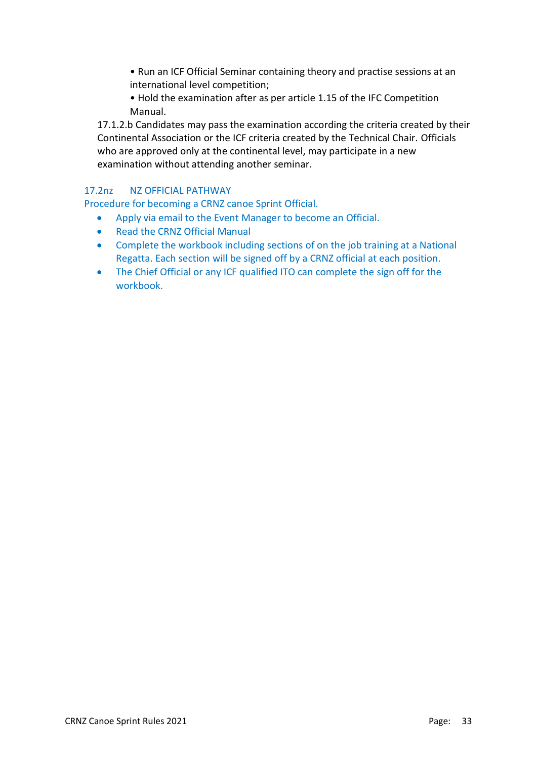- Run an ICF Official Seminar containing theory and practise sessions at an international level competition;
- Hold the examination after as per article 1.15 of the IFC Competition Manual.

17.1.2.b Candidates may pass the examination according the criteria created by their Continental Association or the ICF criteria created by the Technical Chair. Officials who are approved only at the continental level, may participate in a new examination without attending another seminar.

## 17.2nz NZ OFFICIAL PATHWAY

Procedure for becoming a CRNZ canoe Sprint Official.

- Apply via email to the Event Manager to become an Official.
- Read the CRNZ Official Manual
- Complete the workbook including sections of on the job training at a National Regatta. Each section will be signed off by a CRNZ official at each position.
- The Chief Official or any ICF qualified ITO can complete the sign off for the workbook.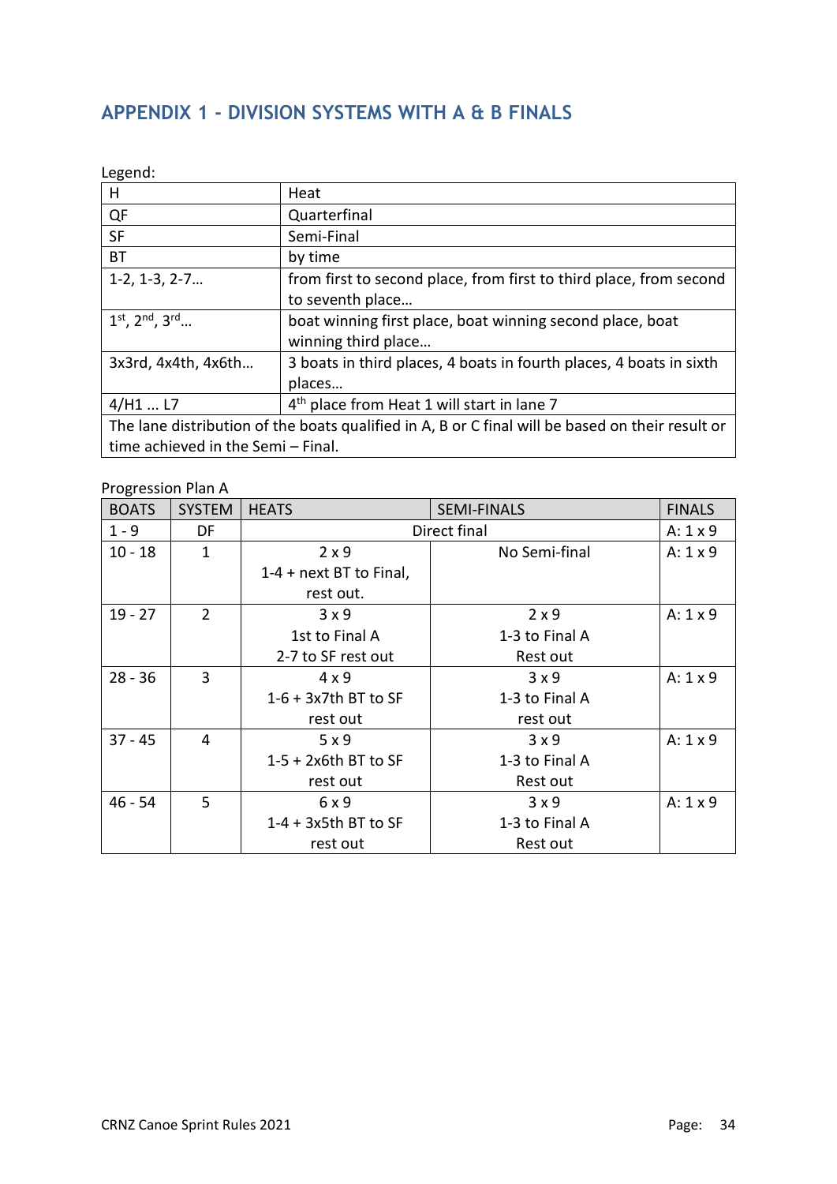## APPENDIX 1 - DIVISION SYSTEMS WITH A & B FINALS

Legend:

| | |
|---|---|
| H | Heat |
| QF | Quarterfinal |
| SF | Semi-Final |
| BT | by time |
| 1-2, 1-3, 2-7… | from first to second place, from first to third place, from second to seventh place… |
| 1st, 2nd, 3rd… | boat winning first place, boat winning second place, boat winning third place… |
| 3x3rd, 4x4th, 4x6th… | 3 boats in third places, 4 boats in fourth places, 4 boats in sixth places… |
| 4/H1 … L7 | 4th place from Heat 1 will start in lane 7 |
| The lane distribution of the boats qualified in A, B or C final will be based on their result or time achieved in the Semi – Final. | |

Progression Plan A

| BOATS | SYSTEM | HEATS | SEMI-FINALS | FINALS |
|---|---|---|---|---|
| 1 - 9 | DF | Direct final | | A: 1 x 9 |
| 10 - 18 | 1 | 2 x 9<br>1-4 + next BT to Final, rest out. | No Semi-final | A: 1 x 9 |
| 19 - 27 | 2 | 3 x 9<br>1st to Final A<br>2-7 to SF rest out | 2 x 9<br>1-3 to Final A<br>Rest out | A: 1 x 9 |
| 28 - 36 | 3 | 4 x 9<br>1-6 + 3x7th BT to SF<br>rest out | 3 x 9<br>1-3 to Final A<br>rest out | A: 1 x 9 |
| 37 - 45 | 4 | 5 x 9<br>1-5 + 2x6th BT to SF<br>rest out | 3 x 9<br>1-3 to Final A<br>Rest out | A: 1 x 9 |
| 46 - 54 | 5 | 6 x 9<br>1-4 + 3x5th BT to SF<br>rest out | 3 x 9<br>1-3 to Final A<br>Rest out | A: 1 x 9 |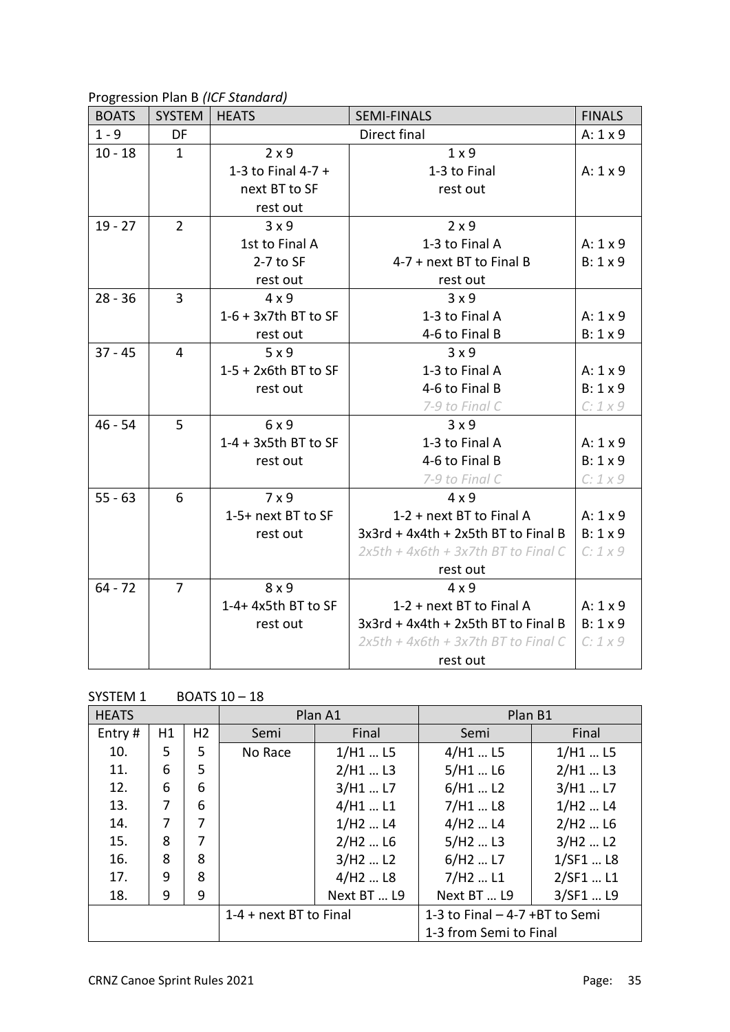Progression Plan B *(ICF Standard)*

| BOATS | SYSTEM | HEATS | SEMI-FINALS | FINALS |
|---|---|---|---|---|
| 1 - 9 | DF | Direct final | | A: 1 x 9 |
| 10 - 18 | 1 | 2 x 9<br>1-3 to Final 4-7 +<br>next BT to SF<br>rest out | 1 x 9<br>1-3 to Final<br>rest out | A: 1 x 9 |
| 19 - 27 | 2 | 3 x 9<br>1st to Final A<br>2-7 to SF<br>rest out | 2 x 9<br>1-3 to Final A<br>4-7 + next BT to Final B<br>rest out | A: 1 x 9<br>B: 1 x 9 |
| 28 - 36 | 3 | 4 x 9<br>1-6 + 3x7th BT to SF<br>rest out | 3 x 9<br>1-3 to Final A<br>4-6 to Final B | A: 1 x 9<br>B: 1 x 9 |
| 37 - 45 | 4 | 5 x 9<br>1-5 + 2x6th BT to SF<br>rest out | 3 x 9<br>1-3 to Final A<br>4-6 to Final B<br>*7-9 to Final C* | A: 1 x 9<br>B: 1 x 9<br>*C: 1 x 9* |
| 46 - 54 | 5 | 6 x 9<br>1-4 + 3x5th BT to SF<br>rest out | 3 x 9<br>1-3 to Final A<br>4-6 to Final B<br>*7-9 to Final C* | A: 1 x 9<br>B: 1 x 9<br>*C: 1 x 9* |
| 55 - 63 | 6 | 7 x 9<br>1-5+ next BT to SF<br>rest out | 4 x 9<br>1-2 + next BT to Final A<br>3x3rd + 4x4th + 2x5th BT to Final B<br>*2x5th + 4x6th + 3x7th BT to Final C*<br>rest out | A: 1 x 9<br>B: 1 x 9<br>*C: 1 x 9* |
| 64 - 72 | 7 | 8 x 9<br>1-4+ 4x5th BT to SF<br>rest out | 4 x 9<br>1-2 + next BT to Final A<br>3x3rd + 4x4th + 2x5th BT to Final B<br>*2x5th + 4x6th + 3x7th BT to Final C*<br>rest out | A: 1 x 9<br>B: 1 x 9<br>*C: 1 x 9* |

SYSTEM 1 BOATS 10 – 18

| HEATS | | | Plan A1 | | Plan B1 | |
|---|---|---|---|---|---|---|
| Entry # | H1 | H2 | Semi | Final | Semi | Final |
| 10. | 5 | 5 | No Race | 1/H1 … L5 | 4/H1 … L5 | 1/H1 … L5 |
| 11. | 6 | 5 | | 2/H1 … L3 | 5/H1 … L6 | 2/H1 … L3 |
| 12. | 6 | 6 | | 3/H1 … L7 | 6/H1 … L2 | 3/H1 … L7 |
| 13. | 7 | 6 | | 4/H1 … L1 | 7/H1 … L8 | 1/H2 … L4 |
| 14. | 7 | 7 | | 1/H2 … L4 | 4/H2 … L4 | 2/H2 … L6 |
| 15. | 8 | 7 | | 2/H2 … L6 | 5/H2 … L3 | 3/H2 … L2 |
| 16. | 8 | 8 | | 3/H2 … L2 | 6/H2 … L7 | 1/SF1 … L8 |
| 17. | 9 | 8 | | 4/H2 … L8 | 7/H2 … L1 | 2/SF1 … L1 |
| 18. | 9 | 9 | | Next BT … L9 | Next BT … L9 | 3/SF1 … L9 |
| | | | 1-4 + next BT to Final | | 1-3 to Final – 4-7 +BT to Semi<br>1-3 from Semi to Final | |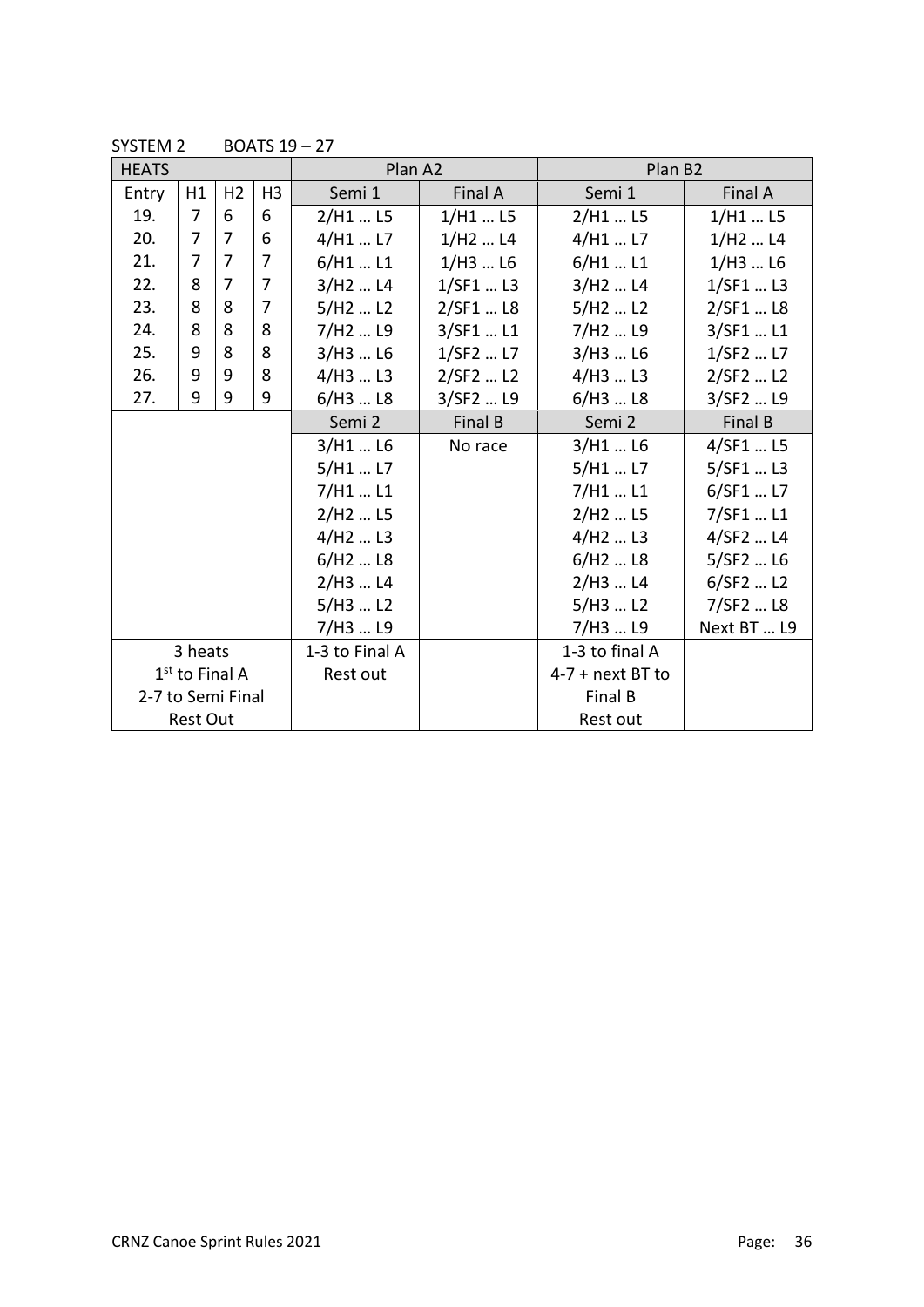SYSTEM 2 BOATS 19 – 27

| HEATS | | | | Plan A2 | | Plan B2 | |
|---|---|---|---|---|---|---|---|
| Entry | H1 | H2 | H3 | Semi 1 | Final A | Semi 1 | Final A |
| 19. | 7 | 6 | 6 | 2/H1 … L5 | 1/H1 … L5 | 2/H1 … L5 | 1/H1 … L5 |
| 20. | 7 | 7 | 6 | 4/H1 … L7 | 1/H2 … L4 | 4/H1 … L7 | 1/H2 … L4 |
| 21. | 7 | 7 | 7 | 6/H1 … L1 | 1/H3 … L6 | 6/H1 … L1 | 1/H3 … L6 |
| 22. | 8 | 7 | 7 | 3/H2 … L4 | 1/SF1 … L3 | 3/H2 … L4 | 1/SF1 … L3 |
| 23. | 8 | 8 | 7 | 5/H2 … L2 | 2/SF1 … L8 | 5/H2 … L2 | 2/SF1 … L8 |
| 24. | 8 | 8 | 8 | 7/H2 … L9 | 3/SF1 … L1 | 7/H2 … L9 | 3/SF1 … L1 |
| 25. | 9 | 8 | 8 | 3/H3 … L6 | 1/SF2 … L7 | 3/H3 … L6 | 1/SF2 … L7 |
| 26. | 9 | 9 | 8 | 4/H3 … L3 | 2/SF2 … L2 | 4/H3 … L3 | 2/SF2 … L2 |
| 27. | 9 | 9 | 9 | 6/H3 … L8 | 3/SF2 … L9 | 6/H3 … L8 | 3/SF2 … L9 |
| | | | | Semi 2 | Final B | Semi 2 | Final B |
| | | | | 3/H1 … L6 | No race | 3/H1 … L6 | 4/SF1 … L5 |
| | | | | 5/H1 … L7 | | 5/H1 … L7 | 5/SF1 … L3 |
| | | | | 7/H1 … L1 | | 7/H1 … L1 | 6/SF1 … L7 |
| | | | | 2/H2 … L5 | | 2/H2 … L5 | 7/SF1 … L1 |
| | | | | 4/H2 … L3 | | 4/H2 … L3 | 4/SF2 … L4 |
| | | | | 6/H2 … L8 | | 6/H2 … L8 | 5/SF2 … L6 |
| | | | | 2/H3 … L4 | | 2/H3 … L4 | 6/SF2 … L2 |
| | | | | 5/H3 … L2 | | 5/H3 … L2 | 7/SF2 … L8 |
| | | | | 7/H3 … L9 | | 7/H3 … L9 | Next BT … L9 |
| 3 heats<br>1st to Final A<br>2-7 to Semi Final<br>Rest Out | | | | 1-3 to Final A<br>Rest out | | 1-3 to final A<br>4-7 + next BT to Final B<br>Rest out | |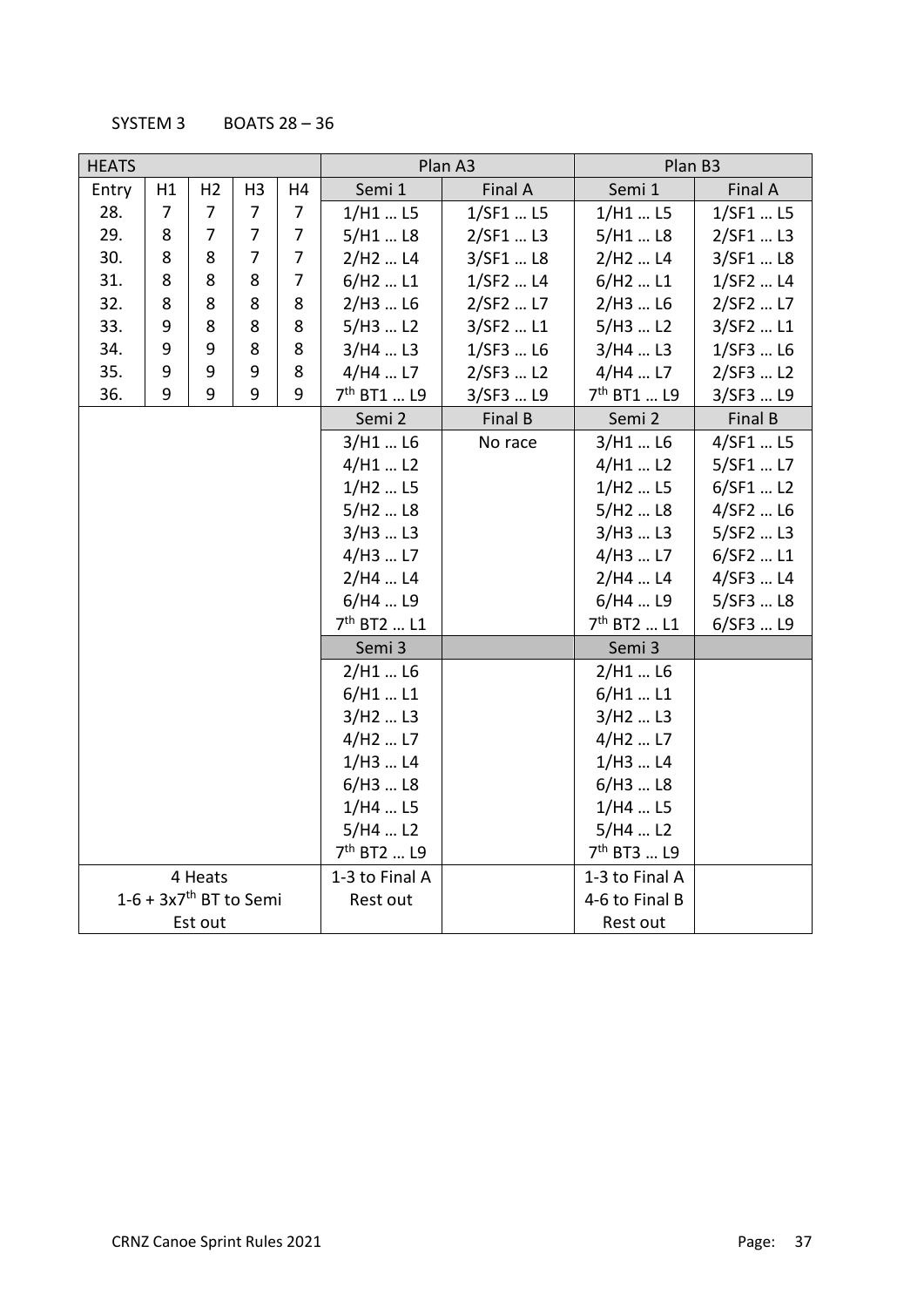SYSTEM 3 BOATS 28 – 36

| HEATS | | | | | Plan A3 | | Plan B3 | |
|---|---|---|---|---|---|---|---|---|
| Entry | H1 | H2 | H3 | H4 | Semi 1 | Final A | Semi 1 | Final A |
| 28. | 7 | 7 | 7 | 7 | 1/H1 … L5 | 1/SF1 … L5 | 1/H1 … L5 | 1/SF1 … L5 |
| 29. | 8 | 7 | 7 | 7 | 5/H1 … L8 | 2/SF1 … L3 | 5/H1 … L8 | 2/SF1 … L3 |
| 30. | 8 | 8 | 7 | 7 | 2/H2 … L4 | 3/SF1 … L8 | 2/H2 … L4 | 3/SF1 … L8 |
| 31. | 8 | 8 | 8 | 7 | 6/H2 … L1 | 1/SF2 … L4 | 6/H2 … L1 | 1/SF2 … L4 |
| 32. | 8 | 8 | 8 | 8 | 2/H3 … L6 | 2/SF2 … L7 | 2/H3 … L6 | 2/SF2 … L7 |
| 33. | 9 | 8 | 8 | 8 | 5/H3 … L2 | 3/SF2 … L1 | 5/H3 … L2 | 3/SF2 … L1 |
| 34. | 9 | 9 | 8 | 8 | 3/H4 … L3 | 1/SF3 … L6 | 3/H4 … L3 | 1/SF3 … L6 |
| 35. | 9 | 9 | 9 | 8 | 4/H4 … L7 | 2/SF3 … L2 | 4/H4 … L7 | 2/SF3 … L2 |
| 36. | 9 | 9 | 9 | 9 | 7th BT1 … L9 | 3/SF3 … L9 | 7th BT1 … L9 | 3/SF3 … L9 |
| | | | | | Semi 2 | Final B | Semi 2 | Final B |
| | | | | | 3/H1 … L6 | No race | 3/H1 … L6 | 4/SF1 … L5 |
| | | | | | 4/H1 … L2 | | 4/H1 … L2 | 5/SF1 … L7 |
| | | | | | 1/H2 … L5 | | 1/H2 … L5 | 6/SF1 … L2 |
| | | | | | 5/H2 … L8 | | 5/H2 … L8 | 4/SF2 … L6 |
| | | | | | 3/H3 … L3 | | 3/H3 … L3 | 5/SF2 … L3 |
| | | | | | 4/H3 … L7 | | 4/H3 … L7 | 6/SF2 … L1 |
| | | | | | 2/H4 … L4 | | 2/H4 … L4 | 4/SF3 … L4 |
| | | | | | 6/H4 … L9 | | 6/H4 … L9 | 5/SF3 … L8 |
| | | | | | 7th BT2 … L1 | | 7th BT2 … L1 | 6/SF3 … L9 |
| | | | | | Semi 3 | | Semi 3 | |
| | | | | | 2/H1 … L6 | | 2/H1 … L6 | |
| | | | | | 6/H1 … L1 | | 6/H1 … L1 | |
| | | | | | 3/H2 … L3 | | 3/H2 … L3 | |
| | | | | | 4/H2 … L7 | | 4/H2 … L7 | |
| | | | | | 1/H3 … L4 | | 1/H3 … L4 | |
| | | | | | 6/H3 … L8 | | 6/H3 … L8 | |
| | | | | | 1/H4 … L5 | | 1/H4 … L5 | |
| | | | | | 5/H4 … L2 | | 5/H4 … L2 | |
| | | | | | 7th BT2 … L9 | | 7th BT3 … L9 | |
| 4 Heats | | | | | 1-3 to Final A | | 1-3 to Final A | |
| 1-6 + 3x7th BT to Semi | | | | | Rest out | | 4-6 to Final B | |
| Est out | | | | | | | Rest out | |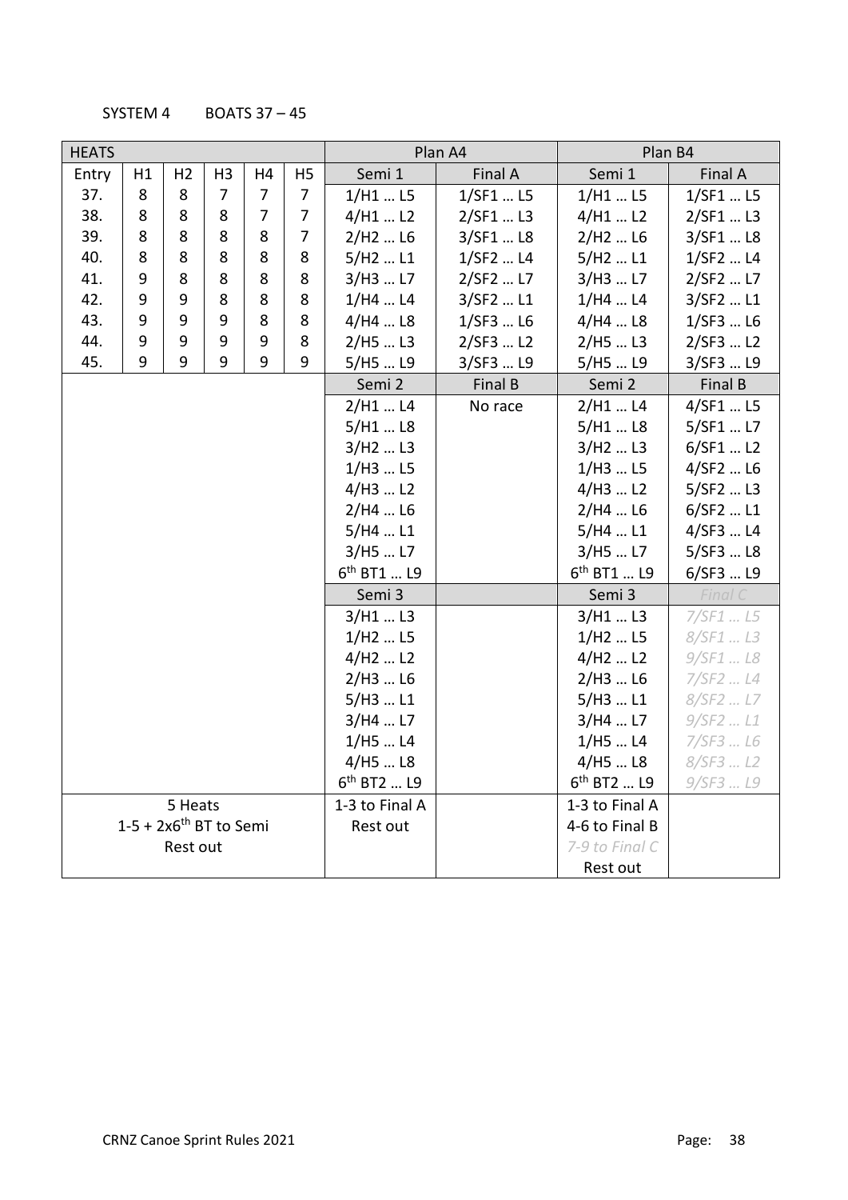SYSTEM 4 BOATS 37 – 45

| HEATS | | | | | | Plan A4 | | Plan B4 | |
|---|---|---|---|---|---|---|---|---|---|
| Entry | H1 | H2 | H3 | H4 | H5 | Semi 1 | Final A | Semi 1 | Final A |
| 37. | 8 | 8 | 7 | 7 | 7 | 1/H1 … L5 | 1/SF1 … L5 | 1/H1 … L5 | 1/SF1 … L5 |
| 38. | 8 | 8 | 8 | 7 | 7 | 4/H1 … L2 | 2/SF1 … L3 | 4/H1 … L2 | 2/SF1 … L3 |
| 39. | 8 | 8 | 8 | 8 | 7 | 2/H2 … L6 | 3/SF1 … L8 | 2/H2 … L6 | 3/SF1 … L8 |
| 40. | 8 | 8 | 8 | 8 | 8 | 5/H2 … L1 | 1/SF2 … L4 | 5/H2 … L1 | 1/SF2 … L4 |
| 41. | 9 | 8 | 8 | 8 | 8 | 3/H3 … L7 | 2/SF2 … L7 | 3/H3 … L7 | 2/SF2 … L7 |
| 42. | 9 | 9 | 8 | 8 | 8 | 1/H4 … L4 | 3/SF2 … L1 | 1/H4 … L4 | 3/SF2 … L1 |
| 43. | 9 | 9 | 9 | 8 | 8 | 4/H4 … L8 | 1/SF3 … L6 | 4/H4 … L8 | 1/SF3 … L6 |
| 44. | 9 | 9 | 9 | 9 | 8 | 2/H5 … L3 | 2/SF3 … L2 | 2/H5 … L3 | 2/SF3 … L2 |
| 45. | 9 | 9 | 9 | 9 | 9 | 5/H5 … L9 | 3/SF3 … L9 | 5/H5 … L9 | 3/SF3 … L9 |
| | | | | | | Semi 2 | Final B | Semi 2 | Final B |
| | | | | | | 2/H1 … L4 | No race | 2/H1 … L4 | 4/SF1 … L5 |
| | | | | | | 5/H1 … L8 | | 5/H1 … L8 | 5/SF1 … L7 |
| | | | | | | 3/H2 … L3 | | 3/H2 … L3 | 6/SF1 … L2 |
| | | | | | | 1/H3 … L5 | | 1/H3 … L5 | 4/SF2 … L6 |
| | | | | | | 4/H3 … L2 | | 4/H3 … L2 | 5/SF2 … L3 |
| | | | | | | 2/H4 … L6 | | 2/H4 … L6 | 6/SF2 … L1 |
| | | | | | | 5/H4 … L1 | | 5/H4 … L1 | 4/SF3 … L4 |
| | | | | | | 3/H5 … L7 | | 3/H5 … L7 | 5/SF3 … L8 |
| | | | | | | 6th BT1 … L9 | | 6th BT1 … L9 | 6/SF3 … L9 |
| | | | | | | Semi 3 | | Semi 3 | *Final C* |
| | | | | | | 3/H1 … L3 | | 3/H1 … L3 | *7/SF1 … L5* |
| | | | | | | 1/H2 … L5 | | 1/H2 … L5 | *8/SF1 … L3* |
| | | | | | | 4/H2 … L2 | | 4/H2 … L2 | *9/SF1 … L8* |
| | | | | | | 2/H3 … L6 | | 2/H3 … L6 | *7/SF2 … L4* |
| | | | | | | 5/H3 … L1 | | 5/H3 … L1 | *8/SF2 … L7* |
| | | | | | | 3/H4 … L7 | | 3/H4 … L7 | *9/SF2 … L1* |
| | | | | | | 1/H5 … L4 | | 1/H5 … L4 | *7/SF3 … L6* |
| | | | | | | 4/H5 … L8 | | 4/H5 … L8 | *8/SF3 … L2* |
| | | | | | | 6th BT2 … L9 | | 6th BT2 … L9 | *9/SF3 … L9* |
| 5 Heats<br>1-5 + 2x6th BT to Semi<br>Rest out | | | | | | 1-3 to Final A<br>Rest out | | 1-3 to Final A<br>4-6 to Final B<br>*7-9 to Final C*<br>Rest out | |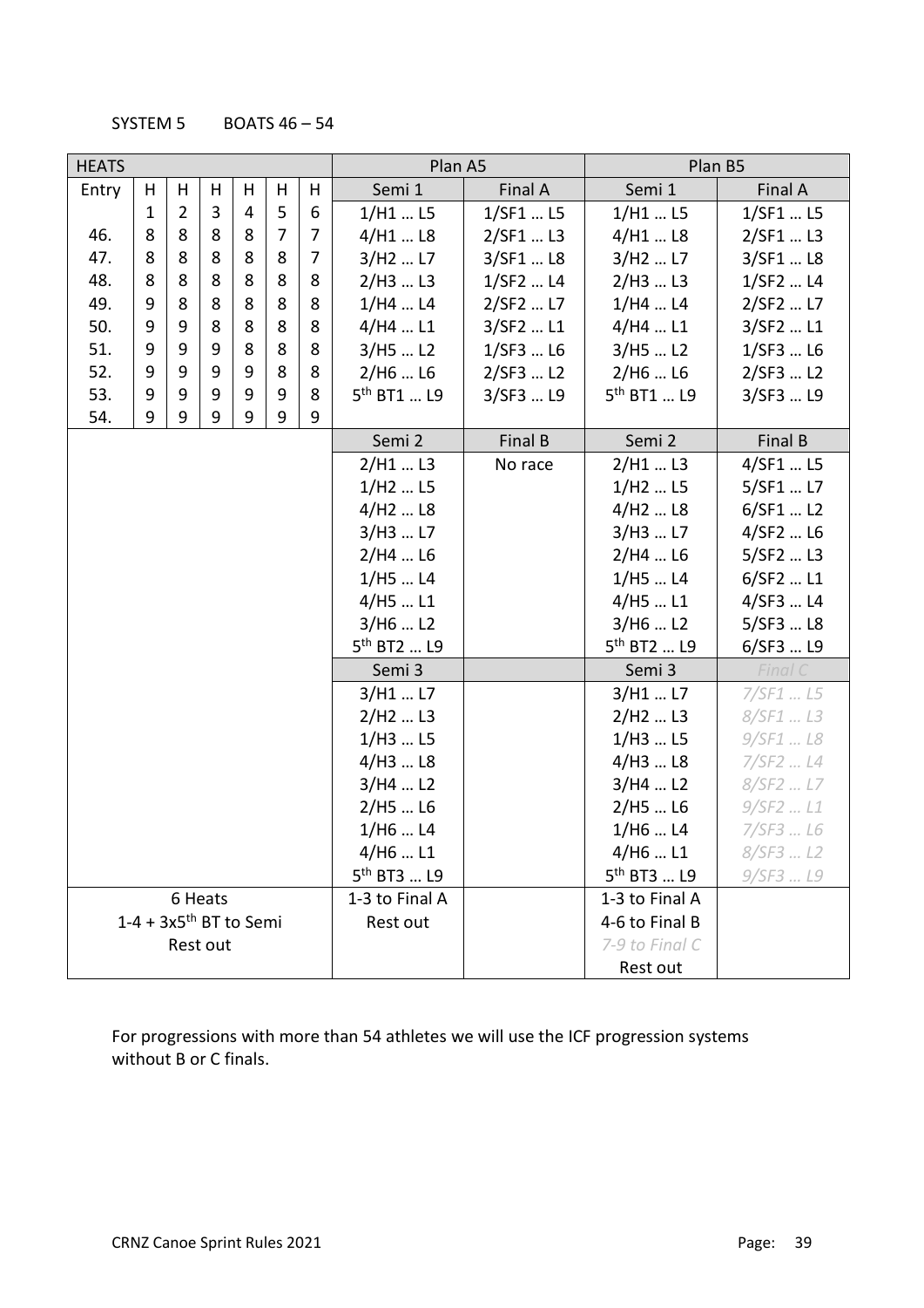SYSTEM 5 BOATS 46 – 54

| HEATS | | | | | | | Plan A5 | | Plan B5 | |
|---|---|---|---|---|---|---|---|---|---|---|
| Entry | H | H | H | H | H | H | Semi 1 | Final A | Semi 1 | Final A |
| | 1 | 2 | 3 | 4 | 5 | 6 | 1/H1 … L5 | 1/SF1 … L5 | 1/H1 … L5 | 1/SF1 … L5 |
| 46. | 8 | 8 | 8 | 8 | 7 | 7 | 4/H1 … L8 | 2/SF1 … L3 | 4/H1 … L8 | 2/SF1 … L3 |
| 47. | 8 | 8 | 8 | 8 | 8 | 7 | 3/H2 … L7 | 3/SF1 … L8 | 3/H2 … L7 | 3/SF1 … L8 |
| 48. | 8 | 8 | 8 | 8 | 8 | 8 | 2/H3 … L3 | 1/SF2 … L4 | 2/H3 … L3 | 1/SF2 … L4 |
| 49. | 9 | 8 | 8 | 8 | 8 | 8 | 1/H4 … L4 | 2/SF2 … L7 | 1/H4 … L4 | 2/SF2 … L7 |
| 50. | 9 | 9 | 8 | 8 | 8 | 8 | 4/H4 … L1 | 3/SF2 … L1 | 4/H4 … L1 | 3/SF2 … L1 |
| 51. | 9 | 9 | 9 | 8 | 8 | 8 | 3/H5 … L2 | 1/SF3 … L6 | 3/H5 … L2 | 1/SF3 … L6 |
| 52. | 9 | 9 | 9 | 9 | 8 | 8 | 2/H6 … L6 | 2/SF3 … L2 | 2/H6 … L6 | 2/SF3 … L2 |
| 53. | 9 | 9 | 9 | 9 | 9 | 8 | 5th BT1 … L9 | 3/SF3 … L9 | 5th BT1 … L9 | 3/SF3 … L9 |
| 54. | 9 | 9 | 9 | 9 | 9 | 9 | | | | |
| | | | | | | | Semi 2 | Final B | Semi 2 | Final B |
| | | | | | | | 2/H1 … L3 | No race | 2/H1 … L3 | 4/SF1 … L5 |
| | | | | | | | 1/H2 … L5 | | 1/H2 … L5 | 5/SF1 … L7 |
| | | | | | | | 4/H2 … L8 | | 4/H2 … L8 | 6/SF1 … L2 |
| | | | | | | | 3/H3 … L7 | | 3/H3 … L7 | 4/SF2 … L6 |
| | | | | | | | 2/H4 … L6 | | 2/H4 … L6 | 5/SF2 … L3 |
| | | | | | | | 1/H5 … L4 | | 1/H5 … L4 | 6/SF2 … L1 |
| | | | | | | | 4/H5 … L1 | | 4/H5 … L1 | 4/SF3 … L4 |
| | | | | | | | 3/H6 … L2 | | 3/H6 … L2 | 5/SF3 … L8 |
| | | | | | | | 5th BT2 … L9 | | 5th BT2 … L9 | 6/SF3 … L9 |
| | | | | | | | Semi 3 | | Semi 3 | *Final C* |
| | | | | | | | 3/H1 … L7 | | 3/H1 … L7 | *7/SF1 … L5* |
| | | | | | | | 2/H2 … L3 | | 2/H2 … L3 | *8/SF1 … L3* |
| | | | | | | | 1/H3 … L5 | | 1/H3 … L5 | *9/SF1 … L8* |
| | | | | | | | 4/H3 … L8 | | 4/H3 … L8 | *7/SF2 … L4* |
| | | | | | | | 3/H4 … L2 | | 3/H4 … L2 | *8/SF2 … L7* |
| | | | | | | | 2/H5 … L6 | | 2/H5 … L6 | *9/SF2 … L1* |
| | | | | | | | 1/H6 … L4 | | 1/H6 … L4 | *7/SF3 … L6* |
| | | | | | | | 4/H6 … L1 | | 4/H6 … L1 | *8/SF3 … L2* |
| | | | | | | | 5th BT3 … L9 | | 5th BT3 … L9 | *9/SF3 … L9* |
| 6 Heats<br>1-4 + 3x5th BT to Semi<br>Rest out | | | | | | | 1-3 to Final A<br>Rest out | | 1-3 to Final A<br>4-6 to Final B<br>*7-9 to Final C*<br>Rest out | |

For progressions with more than 54 athletes we will use the ICF progression systems without B or C finals.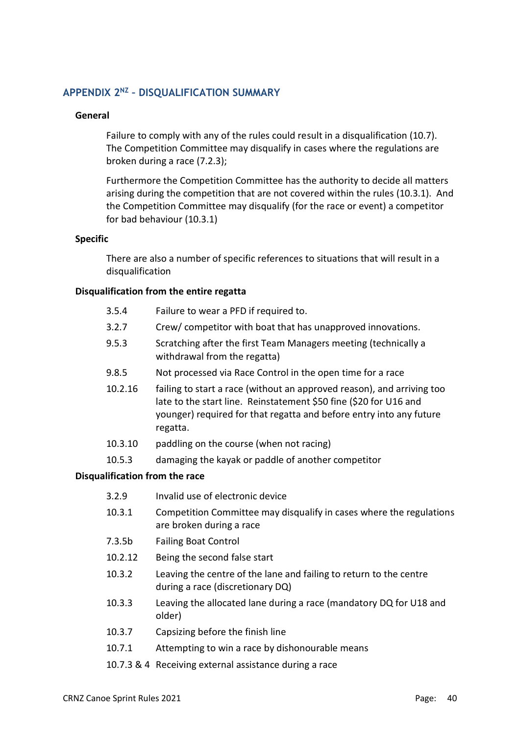## APPENDIX 2[NZ] – DISQUALIFICATION SUMMARY

**General**

Failure to comply with any of the rules could result in a disqualification (10.7). The Competition Committee may disqualify in cases where the regulations are broken during a race (7.2.3);

Furthermore the Competition Committee has the authority to decide all matters arising during the competition that are not covered within the rules (10.3.1). And the Competition Committee may disqualify (for the race or event) a competitor for bad behaviour (10.3.1)

**Specific**

There are also a number of specific references to situations that will result in a disqualification

**Disqualification from the entire regatta**

| | |
|---|---|
| 3.5.4 | Failure to wear a PFD if required to. |
| 3.2.7 | Crew/ competitor with boat that has unapproved innovations. |
| 9.5.3 | Scratching after the first Team Managers meeting (technically a withdrawal from the regatta) |
| 9.8.5 | Not processed via Race Control in the open time for a race |
| 10.2.16 | failing to start a race (without an approved reason), and arriving too late to the start line. Reinstatement $50 fine ($20 for U16 and younger) required for that regatta and before entry into any future regatta. |
| 10.3.10 | paddling on the course (when not racing) |
| 10.5.3 | damaging the kayak or paddle of another competitor |

**Disqualification from the race**

| | |
|---|---|
| 3.2.9 | Invalid use of electronic device |
| 10.3.1 | Competition Committee may disqualify in cases where the regulations are broken during a race |
| 7.3.5b | Failing Boat Control |
| 10.2.12 | Being the second false start |
| 10.3.2 | Leaving the centre of the lane and failing to return to the centre during a race (discretionary DQ) |
| 10.3.3 | Leaving the allocated lane during a race (mandatory DQ for U18 and older) |
| 10.3.7 | Capsizing before the finish line |
| 10.7.1 | Attempting to win a race by dishonourable means |
| 10.7.3 & 4 | Receiving external assistance during a race |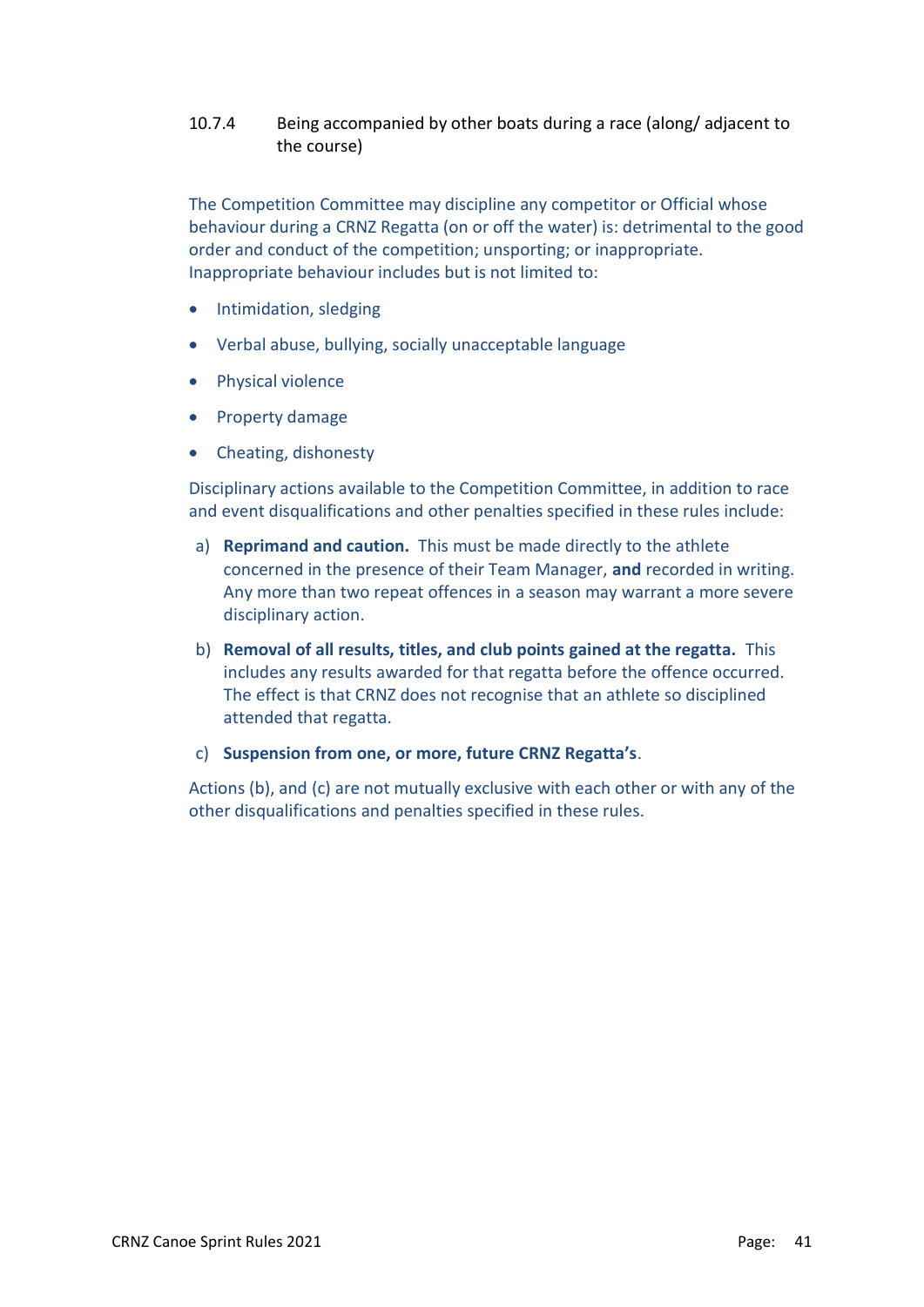10.7.4 Being accompanied by other boats during a race (along/ adjacent to the course)

The Competition Committee may discipline any competitor or Official whose behaviour during a CRNZ Regatta (on or off the water) is: detrimental to the good order and conduct of the competition; unsporting; or inappropriate. Inappropriate behaviour includes but is not limited to:

- Intimidation, sledging
- Verbal abuse, bullying, socially unacceptable language
- Physical violence
- Property damage
- Cheating, dishonesty

Disciplinary actions available to the Competition Committee, in addition to race and event disqualifications and other penalties specified in these rules include:

a) **Reprimand and caution.** This must be made directly to the athlete concerned in the presence of their Team Manager, **and** recorded in writing. Any more than two repeat offences in a season may warrant a more severe disciplinary action.

b) **Removal of all results, titles, and club points gained at the regatta.** This includes any results awarded for that regatta before the offence occurred. The effect is that CRNZ does not recognise that an athlete so disciplined attended that regatta.

c) **Suspension from one, or more, future CRNZ Regatta's**.

Actions (b), and (c) are not mutually exclusive with each other or with any of the other disqualifications and penalties specified in these rules.